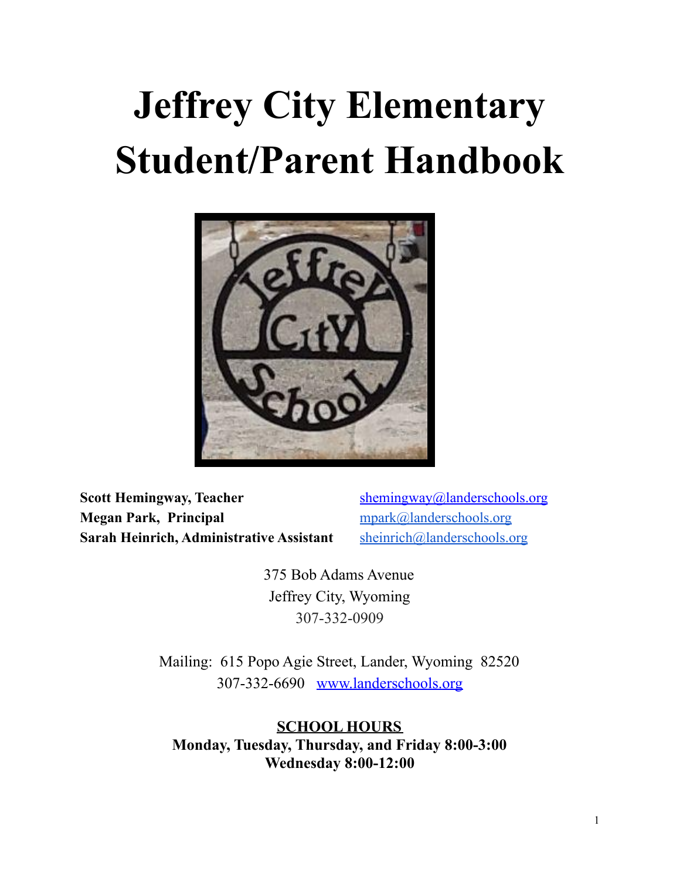# Jeffrey City Elementary Student/Parent Handbook

**Scott Hemingway, Teacher** shemingway@landerschools.org
**Megan Park, Principal** mpark@landerschools.org
**Sarah Heinrich, Administrative Assistant** sheinrich@landerschools.org

375 Bob Adams Avenue
Jeffrey City, Wyoming
307-332-0909

Mailing: 615 Popo Agie Street, Lander, Wyoming 82520
307-332-6690 www.landerschools.org

**SCHOOL HOURS**

**Monday, Tuesday, Thursday, and Friday 8:00-3:00**
**Wednesday 8:00-12:00**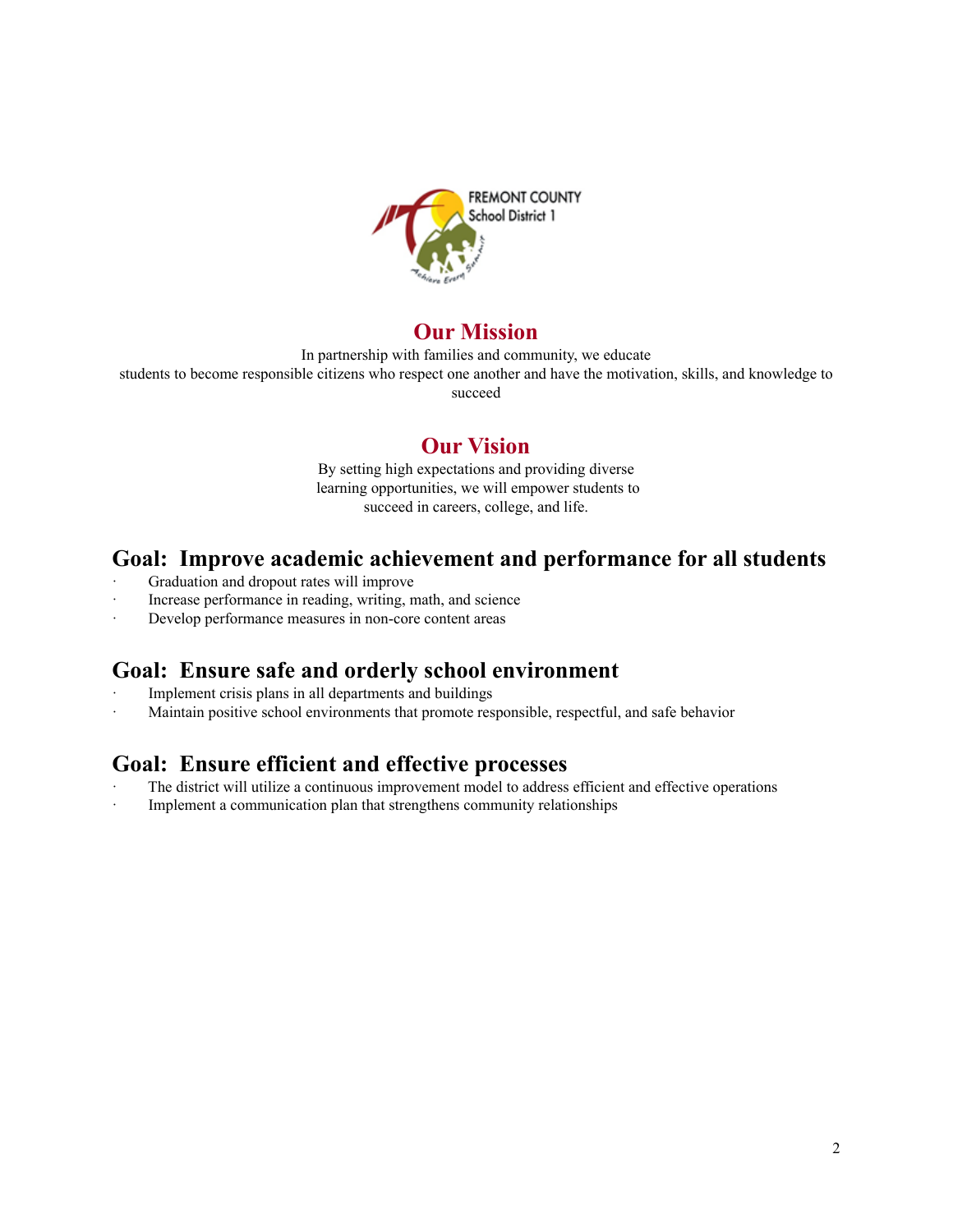FREMONT COUNTY School District 1

## Our Mission

In partnership with families and community, we educate students to become responsible citizens who respect one another and have the motivation, skills, and knowledge to succeed

## Our Vision

By setting high expectations and providing diverse learning opportunities, we will empower students to succeed in careers, college, and life.

## Goal: Improve academic achievement and performance for all students

- Graduation and dropout rates will improve
- Increase performance in reading, writing, math, and science
- Develop performance measures in non-core content areas

## Goal: Ensure safe and orderly school environment

- Implement crisis plans in all departments and buildings
- Maintain positive school environments that promote responsible, respectful, and safe behavior

## Goal: Ensure efficient and effective processes

- The district will utilize a continuous improvement model to address efficient and effective operations
- Implement a communication plan that strengthens community relationships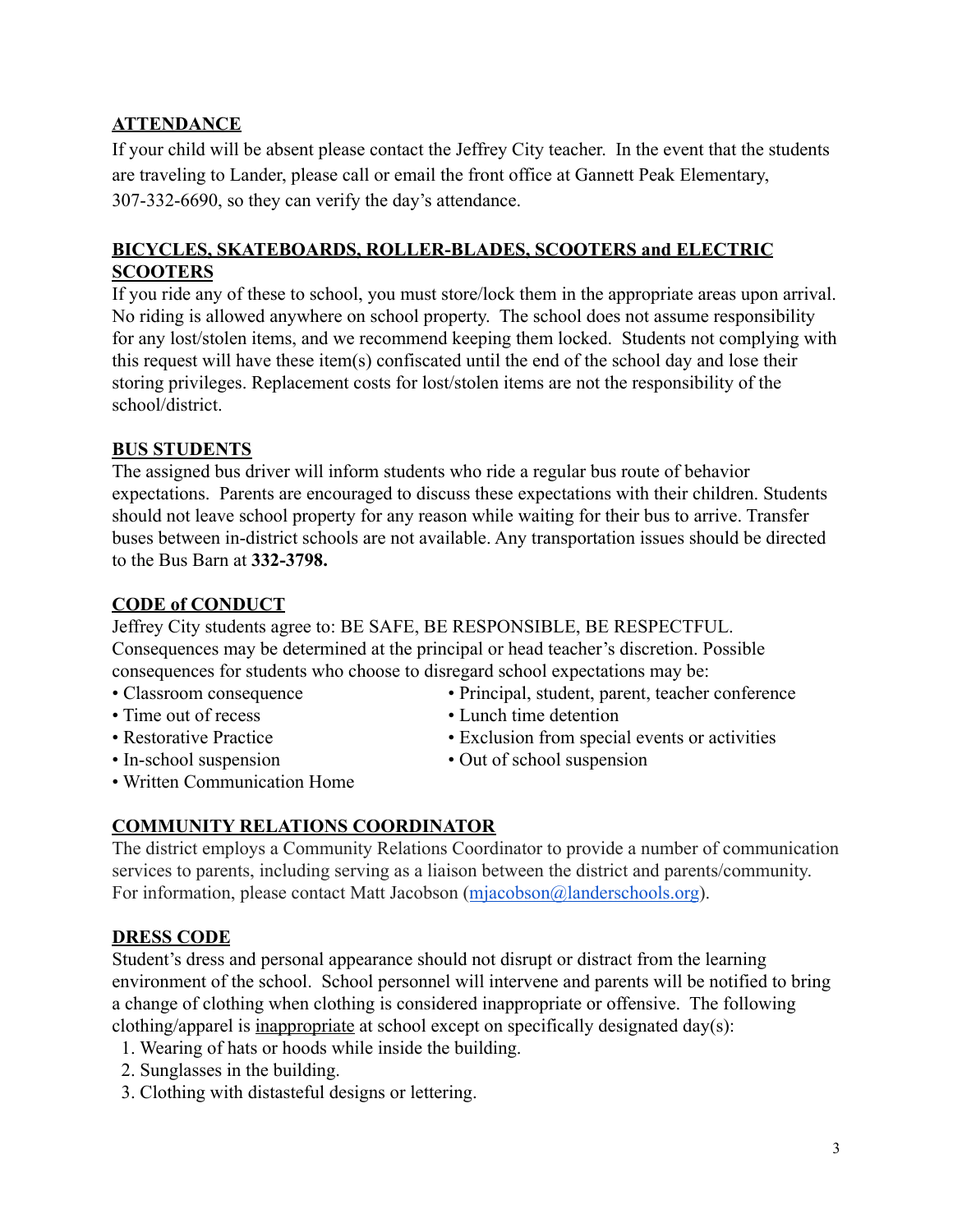## ATTENDANCE

If your child will be absent please contact the Jeffrey City teacher. In the event that the students are traveling to Lander, please call or email the front office at Gannett Peak Elementary, 307-332-6690, so they can verify the day's attendance.

## BICYCLES, SKATEBOARDS, ROLLER-BLADES, SCOOTERS and ELECTRIC SCOOTERS

If you ride any of these to school, you must store/lock them in the appropriate areas upon arrival. No riding is allowed anywhere on school property. The school does not assume responsibility for any lost/stolen items, and we recommend keeping them locked. Students not complying with this request will have these item(s) confiscated until the end of the school day and lose their storing privileges. Replacement costs for lost/stolen items are not the responsibility of the school/district.

## BUS STUDENTS

The assigned bus driver will inform students who ride a regular bus route of behavior expectations. Parents are encouraged to discuss these expectations with their children. Students should not leave school property for any reason while waiting for their bus to arrive. Transfer buses between in-district schools are not available. Any transportation issues should be directed to the Bus Barn at **332-3798.**

## CODE of CONDUCT

Jeffrey City students agree to: BE SAFE, BE RESPONSIBLE, BE RESPECTFUL. Consequences may be determined at the principal or head teacher's discretion. Possible consequences for students who choose to disregard school expectations may be:

- Classroom consequence
- Time out of recess
- Restorative Practice
- In-school suspension
- Written Communication Home
- Principal, student, parent, teacher conference
- Lunch time detention
- Exclusion from special events or activities
- Out of school suspension

## COMMUNITY RELATIONS COORDINATOR

The district employs a Community Relations Coordinator to provide a number of communication services to parents, including serving as a liaison between the district and parents/community. For information, please contact Matt Jacobson (mjacobson@landerschools.org).

## DRESS CODE

Student's dress and personal appearance should not disrupt or distract from the learning environment of the school. School personnel will intervene and parents will be notified to bring a change of clothing when clothing is considered inappropriate or offensive. The following clothing/apparel is inappropriate at school except on specifically designated day(s):

1. Wearing of hats or hoods while inside the building.
2. Sunglasses in the building.
3. Clothing with distasteful designs or lettering.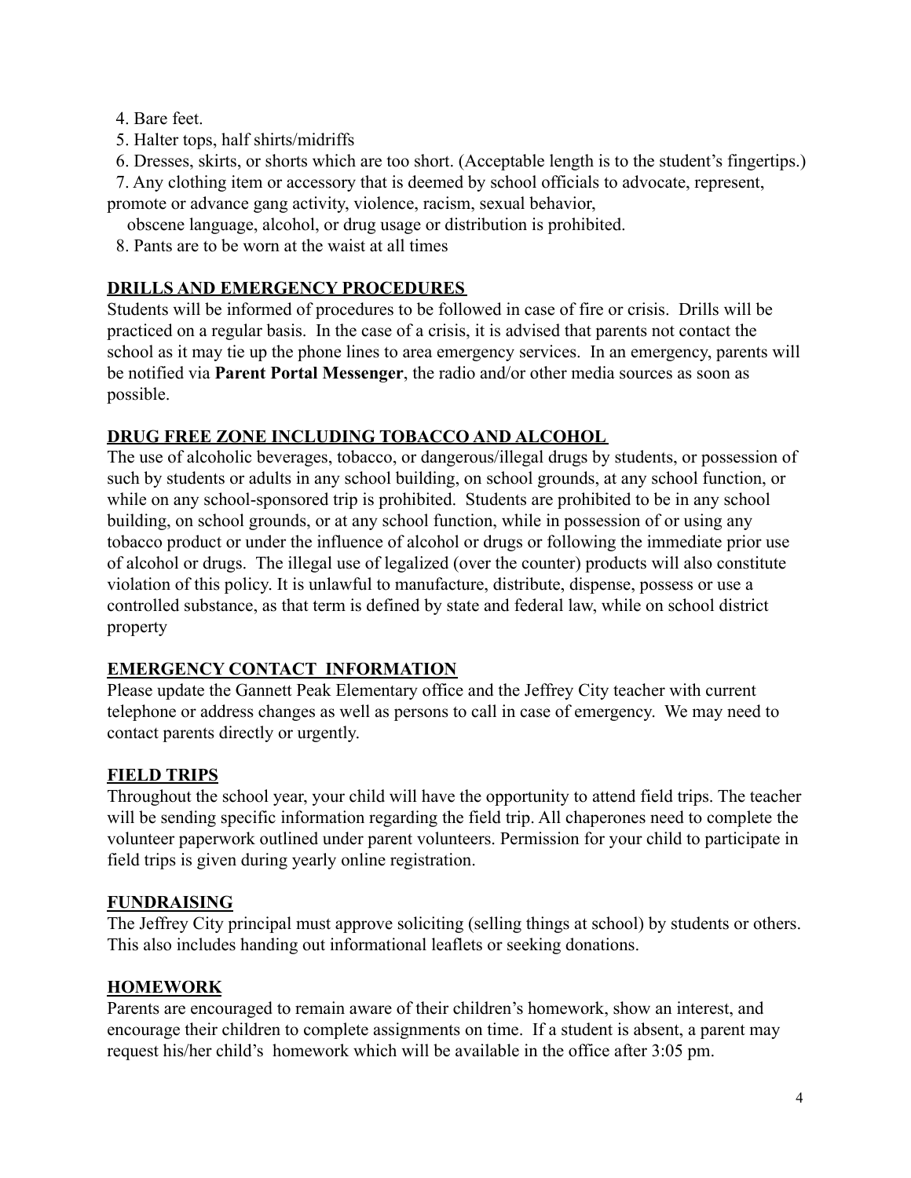4. Bare feet.
5. Halter tops, half shirts/midriffs
6. Dresses, skirts, or shorts which are too short. (Acceptable length is to the student's fingertips.)
7. Any clothing item or accessory that is deemed by school officials to advocate, represent, promote or advance gang activity, violence, racism, sexual behavior, obscene language, alcohol, or drug usage or distribution is prohibited.
8. Pants are to be worn at the waist at all times

## DRILLS AND EMERGENCY PROCEDURES

Students will be informed of procedures to be followed in case of fire or crisis. Drills will be practiced on a regular basis. In the case of a crisis, it is advised that parents not contact the school as it may tie up the phone lines to area emergency services. In an emergency, parents will be notified via **Parent Portal Messenger**, the radio and/or other media sources as soon as possible.

## DRUG FREE ZONE INCLUDING TOBACCO AND ALCOHOL

The use of alcoholic beverages, tobacco, or dangerous/illegal drugs by students, or possession of such by students or adults in any school building, on school grounds, at any school function, or while on any school-sponsored trip is prohibited. Students are prohibited to be in any school building, on school grounds, or at any school function, while in possession of or using any tobacco product or under the influence of alcohol or drugs or following the immediate prior use of alcohol or drugs. The illegal use of legalized (over the counter) products will also constitute violation of this policy. It is unlawful to manufacture, distribute, dispense, possess or use a controlled substance, as that term is defined by state and federal law, while on school district property

## EMERGENCY CONTACT INFORMATION

Please update the Gannett Peak Elementary office and the Jeffrey City teacher with current telephone or address changes as well as persons to call in case of emergency. We may need to contact parents directly or urgently.

## FIELD TRIPS

Throughout the school year, your child will have the opportunity to attend field trips. The teacher will be sending specific information regarding the field trip. All chaperones need to complete the volunteer paperwork outlined under parent volunteers. Permission for your child to participate in field trips is given during yearly online registration.

## FUNDRAISING

The Jeffrey City principal must approve soliciting (selling things at school) by students or others. This also includes handing out informational leaflets or seeking donations.

## HOMEWORK

Parents are encouraged to remain aware of their children's homework, show an interest, and encourage their children to complete assignments on time. If a student is absent, a parent may request his/her child's homework which will be available in the office after 3:05 pm.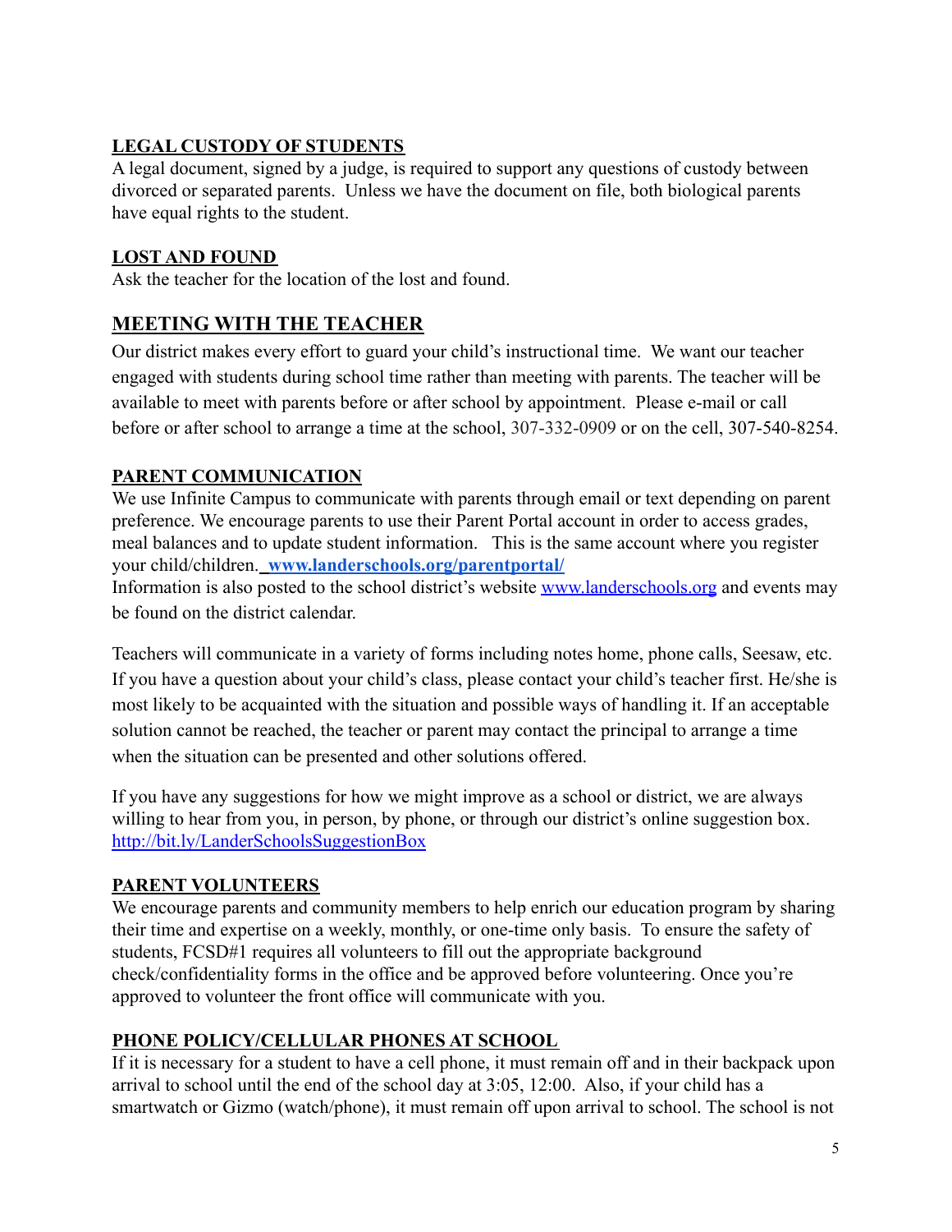## LEGAL CUSTODY OF STUDENTS

A legal document, signed by a judge, is required to support any questions of custody between divorced or separated parents. Unless we have the document on file, both biological parents have equal rights to the student.

## LOST AND FOUND

Ask the teacher for the location of the lost and found.

## MEETING WITH THE TEACHER

Our district makes every effort to guard your child's instructional time. We want our teacher engaged with students during school time rather than meeting with parents. The teacher will be available to meet with parents before or after school by appointment. Please e-mail or call before or after school to arrange a time at the school, 307-332-0909 or on the cell, 307-540-8254.

## PARENT COMMUNICATION

We use Infinite Campus to communicate with parents through email or text depending on parent preference. We encourage parents to use their Parent Portal account in order to access grades, meal balances and to update student information. This is the same account where you register your child/children. **[www.landerschools.org/parentportal/](http://www.landerschools.org/parentportal/)**

Information is also posted to the school district's website [www.landerschools.org](http://www.landerschools.org) and events may be found on the district calendar.

Teachers will communicate in a variety of forms including notes home, phone calls, Seesaw, etc. If you have a question about your child's class, please contact your child's teacher first. He/she is most likely to be acquainted with the situation and possible ways of handling it. If an acceptable solution cannot be reached, the teacher or parent may contact the principal to arrange a time when the situation can be presented and other solutions offered.

If you have any suggestions for how we might improve as a school or district, we are always willing to hear from you, in person, by phone, or through our district's online suggestion box. [http://bit.ly/LanderSchoolsSuggestionBox](http://bit.ly/LanderSchoolsSuggestionBox)

## PARENT VOLUNTEERS

We encourage parents and community members to help enrich our education program by sharing their time and expertise on a weekly, monthly, or one-time only basis. To ensure the safety of students, FCSD#1 requires all volunteers to fill out the appropriate background check/confidentiality forms in the office and be approved before volunteering. Once you're approved to volunteer the front office will communicate with you.

## PHONE POLICY/CELLULAR PHONES AT SCHOOL

If it is necessary for a student to have a cell phone, it must remain off and in their backpack upon arrival to school until the end of the school day at 3:05, 12:00. Also, if your child has a smartwatch or Gizmo (watch/phone), it must remain off upon arrival to school. The school is not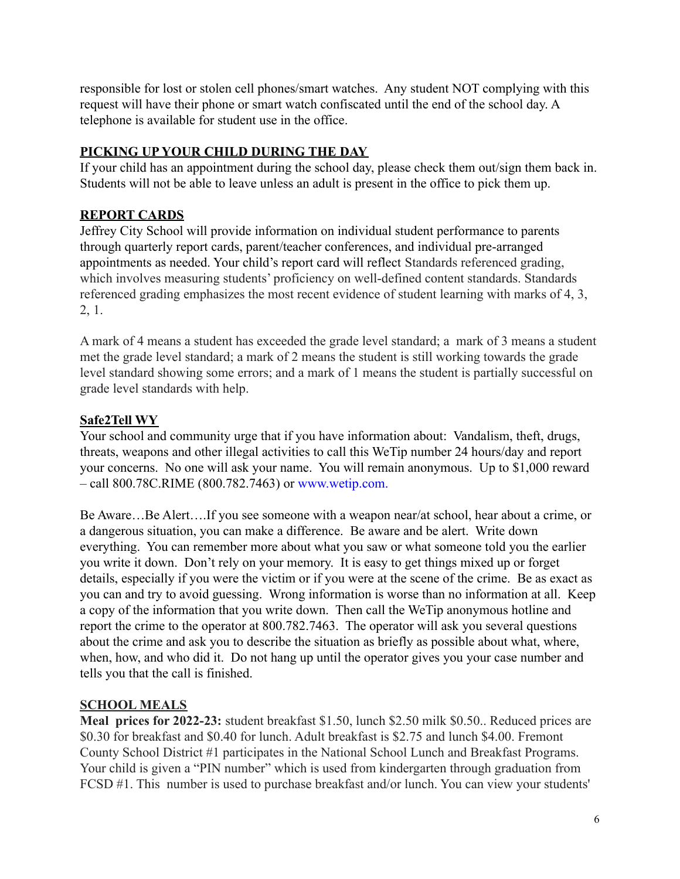responsible for lost or stolen cell phones/smart watches. Any student NOT complying with this request will have their phone or smart watch confiscated until the end of the school day. A telephone is available for student use in the office.

## PICKING UP YOUR CHILD DURING THE DAY

If your child has an appointment during the school day, please check them out/sign them back in. Students will not be able to leave unless an adult is present in the office to pick them up.

## REPORT CARDS

Jeffrey City School will provide information on individual student performance to parents through quarterly report cards, parent/teacher conferences, and individual pre-arranged appointments as needed. Your child's report card will reflect Standards referenced grading, which involves measuring students' proficiency on well-defined content standards. Standards referenced grading emphasizes the most recent evidence of student learning with marks of 4, 3, 2, 1.

A mark of 4 means a student has exceeded the grade level standard; a mark of 3 means a student met the grade level standard; a mark of 2 means the student is still working towards the grade level standard showing some errors; and a mark of 1 means the student is partially successful on grade level standards with help.

## Safe2Tell WY

Your school and community urge that if you have information about: Vandalism, theft, drugs, threats, weapons and other illegal activities to call this WeTip number 24 hours/day and report your concerns. No one will ask your name. You will remain anonymous. Up to $1,000 reward – call 800.78C.RIME (800.782.7463) or www.wetip.com.

Be Aware…Be Alert….If you see someone with a weapon near/at school, hear about a crime, or a dangerous situation, you can make a difference. Be aware and be alert. Write down everything. You can remember more about what you saw or what someone told you the earlier you write it down. Don't rely on your memory. It is easy to get things mixed up or forget details, especially if you were the victim or if you were at the scene of the crime. Be as exact as you can and try to avoid guessing. Wrong information is worse than no information at all. Keep a copy of the information that you write down. Then call the WeTip anonymous hotline and report the crime to the operator at 800.782.7463. The operator will ask you several questions about the crime and ask you to describe the situation as briefly as possible about what, where, when, how, and who did it. Do not hang up until the operator gives you your case number and tells you that the call is finished.

## SCHOOL MEALS

**Meal prices for 2022-23:** student breakfast $1.50, lunch $2.50 milk $0.50.. Reduced prices are $0.30 for breakfast and $0.40 for lunch. Adult breakfast is $2.75 and lunch $4.00. Fremont County School District #1 participates in the National School Lunch and Breakfast Programs. Your child is given a "PIN number" which is used from kindergarten through graduation from FCSD #1. This number is used to purchase breakfast and/or lunch. You can view your students'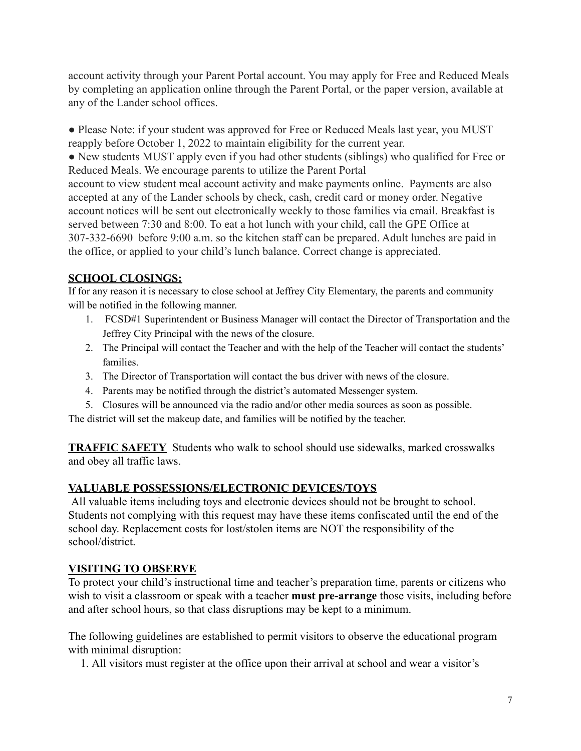account activity through your Parent Portal account. You may apply for Free and Reduced Meals by completing an application online through the Parent Portal, or the paper version, available at any of the Lander school offices.

- Please Note: if your student was approved for Free or Reduced Meals last year, you MUST reapply before October 1, 2022 to maintain eligibility for the current year.
- New students MUST apply even if you had other students (siblings) who qualified for Free or Reduced Meals. We encourage parents to utilize the Parent Portal account to view student meal account activity and make payments online. Payments are also accepted at any of the Lander schools by check, cash, credit card or money order. Negative account notices will be sent out electronically weekly to those families via email. Breakfast is served between 7:30 and 8:00. To eat a hot lunch with your child, call the GPE Office at 307-332-6690 before 9:00 a.m. so the kitchen staff can be prepared. Adult lunches are paid in the office, or applied to your child's lunch balance. Correct change is appreciated.

## SCHOOL CLOSINGS:

If for any reason it is necessary to close school at Jeffrey City Elementary, the parents and community will be notified in the following manner.

1. FCSD#1 Superintendent or Business Manager will contact the Director of Transportation and the Jeffrey City Principal with the news of the closure.
2. The Principal will contact the Teacher and with the help of the Teacher will contact the students' families.
3. The Director of Transportation will contact the bus driver with news of the closure.
4. Parents may be notified through the district's automated Messenger system.
5. Closures will be announced via the radio and/or other media sources as soon as possible.

The district will set the makeup date, and families will be notified by the teacher.

**TRAFFIC SAFETY** Students who walk to school should use sidewalks, marked crosswalks and obey all traffic laws.

## VALUABLE POSSESSIONS/ELECTRONIC DEVICES/TOYS

All valuable items including toys and electronic devices should not be brought to school. Students not complying with this request may have these items confiscated until the end of the school day. Replacement costs for lost/stolen items are NOT the responsibility of the school/district.

## VISITING TO OBSERVE

To protect your child's instructional time and teacher's preparation time, parents or citizens who wish to visit a classroom or speak with a teacher **must pre-arrange** those visits, including before and after school hours, so that class disruptions may be kept to a minimum.

The following guidelines are established to permit visitors to observe the educational program with minimal disruption:

1. All visitors must register at the office upon their arrival at school and wear a visitor's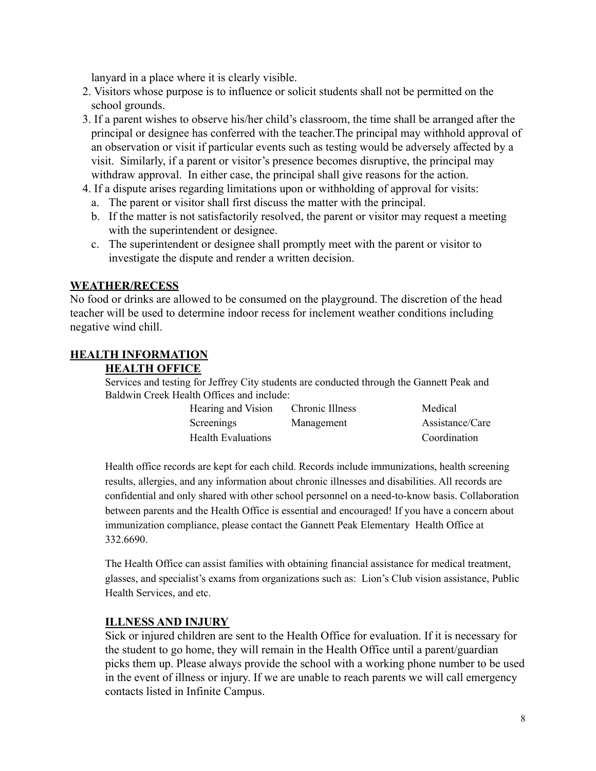lanyard in a place where it is clearly visible.

2. Visitors whose purpose is to influence or solicit students shall not be permitted on the school grounds.
3. If a parent wishes to observe his/her child's classroom, the time shall be arranged after the principal or designee has conferred with the teacher.The principal may withhold approval of an observation or visit if particular events such as testing would be adversely affected by a visit. Similarly, if a parent or visitor's presence becomes disruptive, the principal may withdraw approval. In either case, the principal shall give reasons for the action.
4. If a dispute arises regarding limitations upon or withholding of approval for visits:
   a. The parent or visitor shall first discuss the matter with the principal.
   b. If the matter is not satisfactorily resolved, the parent or visitor may request a meeting with the superintendent or designee.
   c. The superintendent or designee shall promptly meet with the parent or visitor to investigate the dispute and render a written decision.

## WEATHER/RECESS

No food or drinks are allowed to be consumed on the playground. The discretion of the head teacher will be used to determine indoor recess for inclement weather conditions including negative wind chill.

## HEALTH INFORMATION

### HEALTH OFFICE

Services and testing for Jeffrey City students are conducted through the Gannett Peak and Baldwin Creek Health Offices and include:

| | | |
|---|---|---|
| Hearing and Vision Screenings | Chronic Illness Management | Medical Assistance/Care Coordination |
| Health Evaluations | | |

Health office records are kept for each child. Records include immunizations, health screening results, allergies, and any information about chronic illnesses and disabilities. All records are confidential and only shared with other school personnel on a need-to-know basis. Collaboration between parents and the Health Office is essential and encouraged! If you have a concern about immunization compliance, please contact the Gannett Peak Elementary Health Office at 332.6690.

The Health Office can assist families with obtaining financial assistance for medical treatment, glasses, and specialist's exams from organizations such as: Lion's Club vision assistance, Public Health Services, and etc.

### ILLNESS AND INJURY

Sick or injured children are sent to the Health Office for evaluation. If it is necessary for the student to go home, they will remain in the Health Office until a parent/guardian picks them up. Please always provide the school with a working phone number to be used in the event of illness or injury. If we are unable to reach parents we will call emergency contacts listed in Infinite Campus.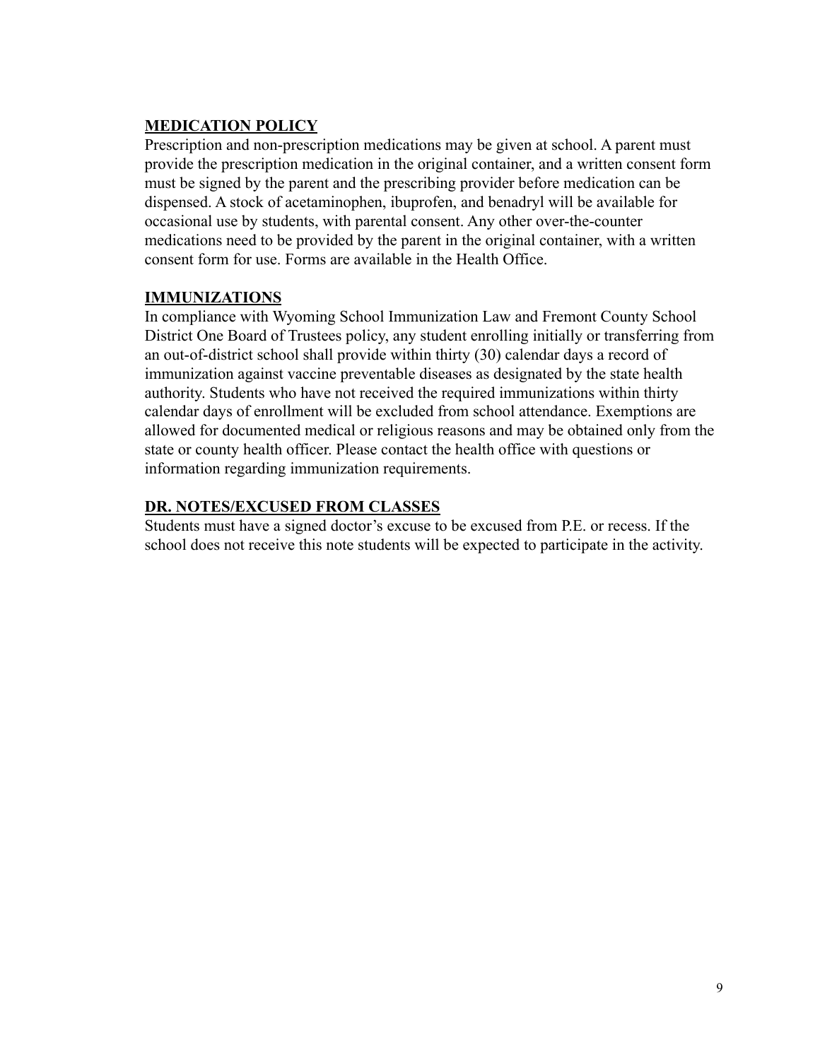## MEDICATION POLICY

Prescription and non-prescription medications may be given at school. A parent must provide the prescription medication in the original container, and a written consent form must be signed by the parent and the prescribing provider before medication can be dispensed. A stock of acetaminophen, ibuprofen, and benadryl will be available for occasional use by students, with parental consent. Any other over-the-counter medications need to be provided by the parent in the original container, with a written consent form for use. Forms are available in the Health Office.

## IMMUNIZATIONS

In compliance with Wyoming School Immunization Law and Fremont County School District One Board of Trustees policy, any student enrolling initially or transferring from an out-of-district school shall provide within thirty (30) calendar days a record of immunization against vaccine preventable diseases as designated by the state health authority. Students who have not received the required immunizations within thirty calendar days of enrollment will be excluded from school attendance. Exemptions are allowed for documented medical or religious reasons and may be obtained only from the state or county health officer. Please contact the health office with questions or information regarding immunization requirements.

## DR. NOTES/EXCUSED FROM CLASSES

Students must have a signed doctor's excuse to be excused from P.E. or recess. If the school does not receive this note students will be expected to participate in the activity.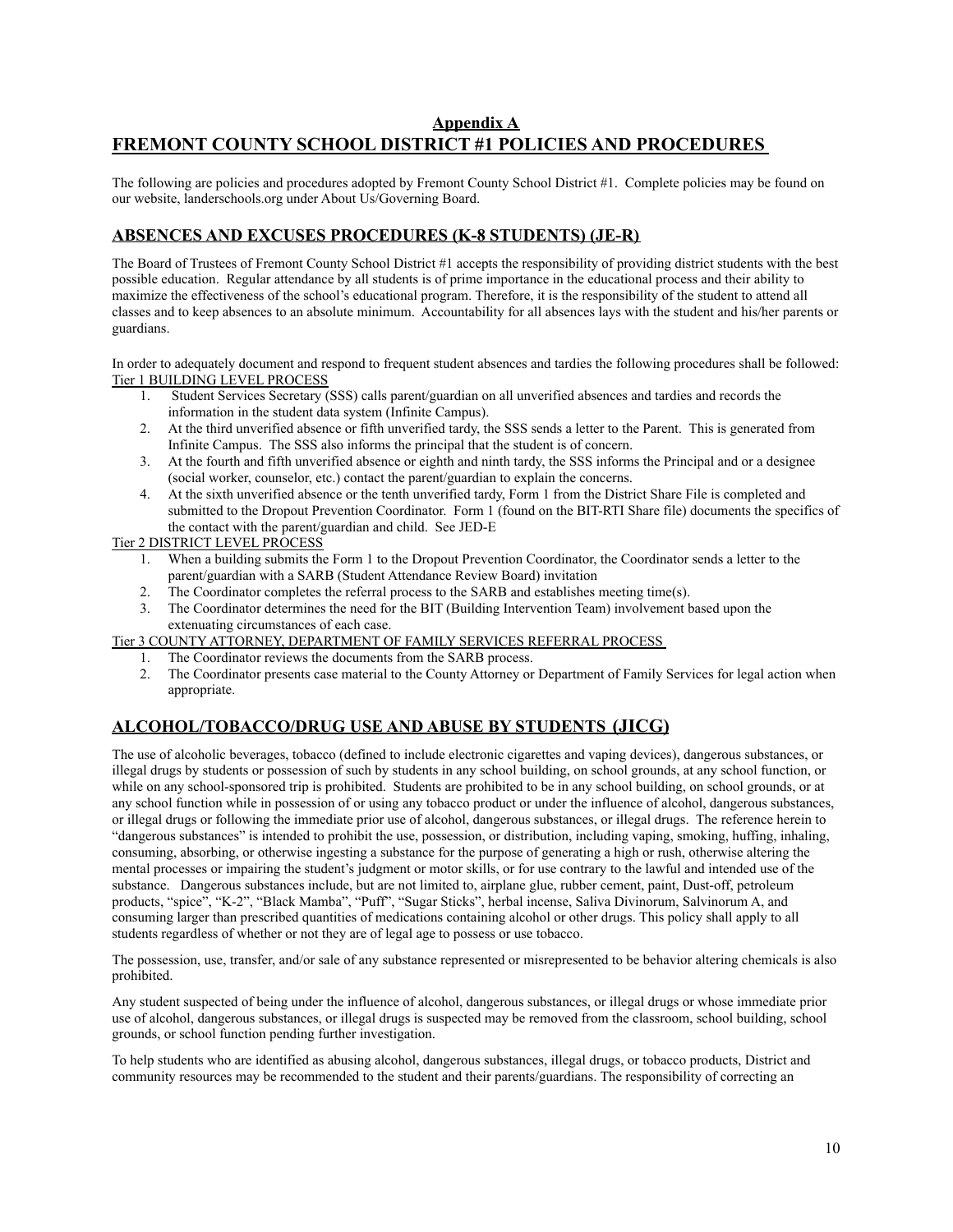## Appendix A
# FREMONT COUNTY SCHOOL DISTRICT #1 POLICIES AND PROCEDURES

The following are policies and procedures adopted by Fremont County School District #1. Complete policies may be found on our website, landerschools.org under About Us/Governing Board.

## ABSENCES AND EXCUSES PROCEDURES (K-8 STUDENTS) (JE-R)

The Board of Trustees of Fremont County School District #1 accepts the responsibility of providing district students with the best possible education. Regular attendance by all students is of prime importance in the educational process and their ability to maximize the effectiveness of the school's educational program. Therefore, it is the responsibility of the student to attend all classes and to keep absences to an absolute minimum. Accountability for all absences lays with the student and his/her parents or guardians.

In order to adequately document and respond to frequent student absences and tardies the following procedures shall be followed:

Tier 1 BUILDING LEVEL PROCESS

1. Student Services Secretary (SSS) calls parent/guardian on all unverified absences and tardies and records the information in the student data system (Infinite Campus).
2. At the third unverified absence or fifth unverified tardy, the SSS sends a letter to the Parent. This is generated from Infinite Campus. The SSS also informs the principal that the student is of concern.
3. At the fourth and fifth unverified absence or eighth and ninth tardy, the SSS informs the Principal and or a designee (social worker, counselor, etc.) contact the parent/guardian to explain the concerns.
4. At the sixth unverified absence or the tenth unverified tardy, Form 1 from the District Share File is completed and submitted to the Dropout Prevention Coordinator. Form 1 (found on the BIT-RTI Share file) documents the specifics of the contact with the parent/guardian and child. See JED-E

Tier 2 DISTRICT LEVEL PROCESS

1. When a building submits the Form 1 to the Dropout Prevention Coordinator, the Coordinator sends a letter to the parent/guardian with a SARB (Student Attendance Review Board) invitation
2. The Coordinator completes the referral process to the SARB and establishes meeting time(s).
3. The Coordinator determines the need for the BIT (Building Intervention Team) involvement based upon the extenuating circumstances of each case.

Tier 3 COUNTY ATTORNEY, DEPARTMENT OF FAMILY SERVICES REFERRAL PROCESS

1. The Coordinator reviews the documents from the SARB process.
2. The Coordinator presents case material to the County Attorney or Department of Family Services for legal action when appropriate.

## ALCOHOL/TOBACCO/DRUG USE AND ABUSE BY STUDENTS (JICG)

The use of alcoholic beverages, tobacco (defined to include electronic cigarettes and vaping devices), dangerous substances, or illegal drugs by students or possession of such by students in any school building, on school grounds, at any school function, or while on any school-sponsored trip is prohibited. Students are prohibited to be in any school building, on school grounds, or at any school function while in possession of or using any tobacco product or under the influence of alcohol, dangerous substances, or illegal drugs or following the immediate prior use of alcohol, dangerous substances, or illegal drugs. The reference herein to "dangerous substances" is intended to prohibit the use, possession, or distribution, including vaping, smoking, huffing, inhaling, consuming, absorbing, or otherwise ingesting a substance for the purpose of generating a high or rush, otherwise altering the mental processes or impairing the student's judgment or motor skills, or for use contrary to the lawful and intended use of the substance. Dangerous substances include, but are not limited to, airplane glue, rubber cement, paint, Dust-off, petroleum products, "spice", "K-2", "Black Mamba", "Puff", "Sugar Sticks", herbal incense, Saliva Divinorum, Salvinorum A, and consuming larger than prescribed quantities of medications containing alcohol or other drugs. This policy shall apply to all students regardless of whether or not they are of legal age to possess or use tobacco.

The possession, use, transfer, and/or sale of any substance represented or misrepresented to be behavior altering chemicals is also prohibited.

Any student suspected of being under the influence of alcohol, dangerous substances, or illegal drugs or whose immediate prior use of alcohol, dangerous substances, or illegal drugs is suspected may be removed from the classroom, school building, school grounds, or school function pending further investigation.

To help students who are identified as abusing alcohol, dangerous substances, illegal drugs, or tobacco products, District and community resources may be recommended to the student and their parents/guardians. The responsibility of correcting an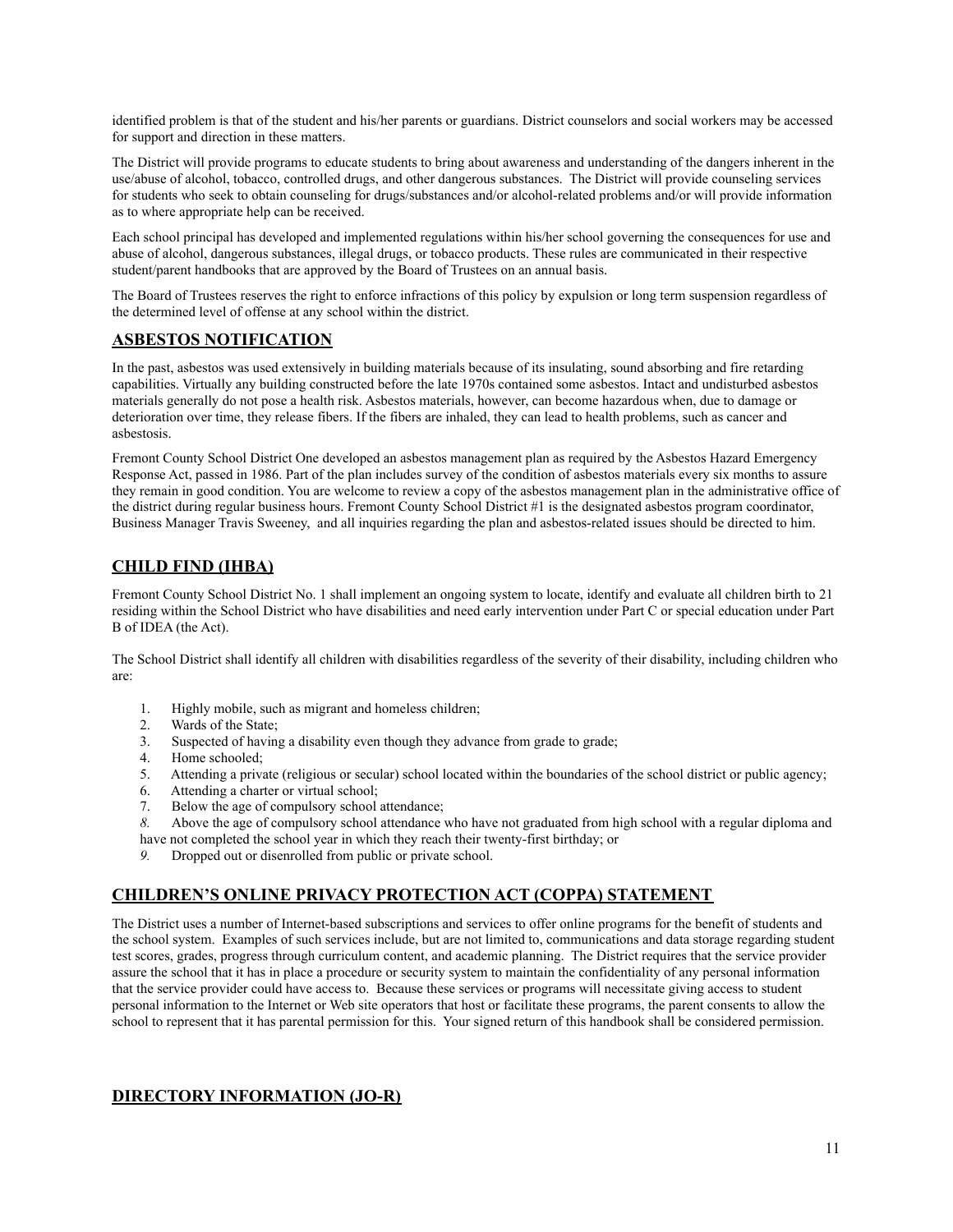identified problem is that of the student and his/her parents or guardians. District counselors and social workers may be accessed for support and direction in these matters.

The District will provide programs to educate students to bring about awareness and understanding of the dangers inherent in the use/abuse of alcohol, tobacco, controlled drugs, and other dangerous substances. The District will provide counseling services for students who seek to obtain counseling for drugs/substances and/or alcohol-related problems and/or will provide information as to where appropriate help can be received.

Each school principal has developed and implemented regulations within his/her school governing the consequences for use and abuse of alcohol, dangerous substances, illegal drugs, or tobacco products. These rules are communicated in their respective student/parent handbooks that are approved by the Board of Trustees on an annual basis.

The Board of Trustees reserves the right to enforce infractions of this policy by expulsion or long term suspension regardless of the determined level of offense at any school within the district.

## ASBESTOS NOTIFICATION

In the past, asbestos was used extensively in building materials because of its insulating, sound absorbing and fire retarding capabilities. Virtually any building constructed before the late 1970s contained some asbestos. Intact and undisturbed asbestos materials generally do not pose a health risk. Asbestos materials, however, can become hazardous when, due to damage or deterioration over time, they release fibers. If the fibers are inhaled, they can lead to health problems, such as cancer and asbestosis.

Fremont County School District One developed an asbestos management plan as required by the Asbestos Hazard Emergency Response Act, passed in 1986. Part of the plan includes survey of the condition of asbestos materials every six months to assure they remain in good condition. You are welcome to review a copy of the asbestos management plan in the administrative office of the district during regular business hours. Fremont County School District #1 is the designated asbestos program coordinator, Business Manager Travis Sweeney, and all inquiries regarding the plan and asbestos-related issues should be directed to him.

## CHILD FIND (IHBA)

Fremont County School District No. 1 shall implement an ongoing system to locate, identify and evaluate all children birth to 21 residing within the School District who have disabilities and need early intervention under Part C or special education under Part B of IDEA (the Act).

The School District shall identify all children with disabilities regardless of the severity of their disability, including children who are:

1. Highly mobile, such as migrant and homeless children;
2. Wards of the State;
3. Suspected of having a disability even though they advance from grade to grade;
4. Home schooled;
5. Attending a private (religious or secular) school located within the boundaries of the school district or public agency;
6. Attending a charter or virtual school;
7. Below the age of compulsory school attendance;
8. Above the age of compulsory school attendance who have not graduated from high school with a regular diploma and have not completed the school year in which they reach their twenty-first birthday; or
9. Dropped out or disenrolled from public or private school.

## CHILDREN'S ONLINE PRIVACY PROTECTION ACT (COPPA) STATEMENT

The District uses a number of Internet-based subscriptions and services to offer online programs for the benefit of students and the school system. Examples of such services include, but are not limited to, communications and data storage regarding student test scores, grades, progress through curriculum content, and academic planning. The District requires that the service provider assure the school that it has in place a procedure or security system to maintain the confidentiality of any personal information that the service provider could have access to. Because these services or programs will necessitate giving access to student personal information to the Internet or Web site operators that host or facilitate these programs, the parent consents to allow the school to represent that it has parental permission for this. Your signed return of this handbook shall be considered permission.

## DIRECTORY INFORMATION (JO-R)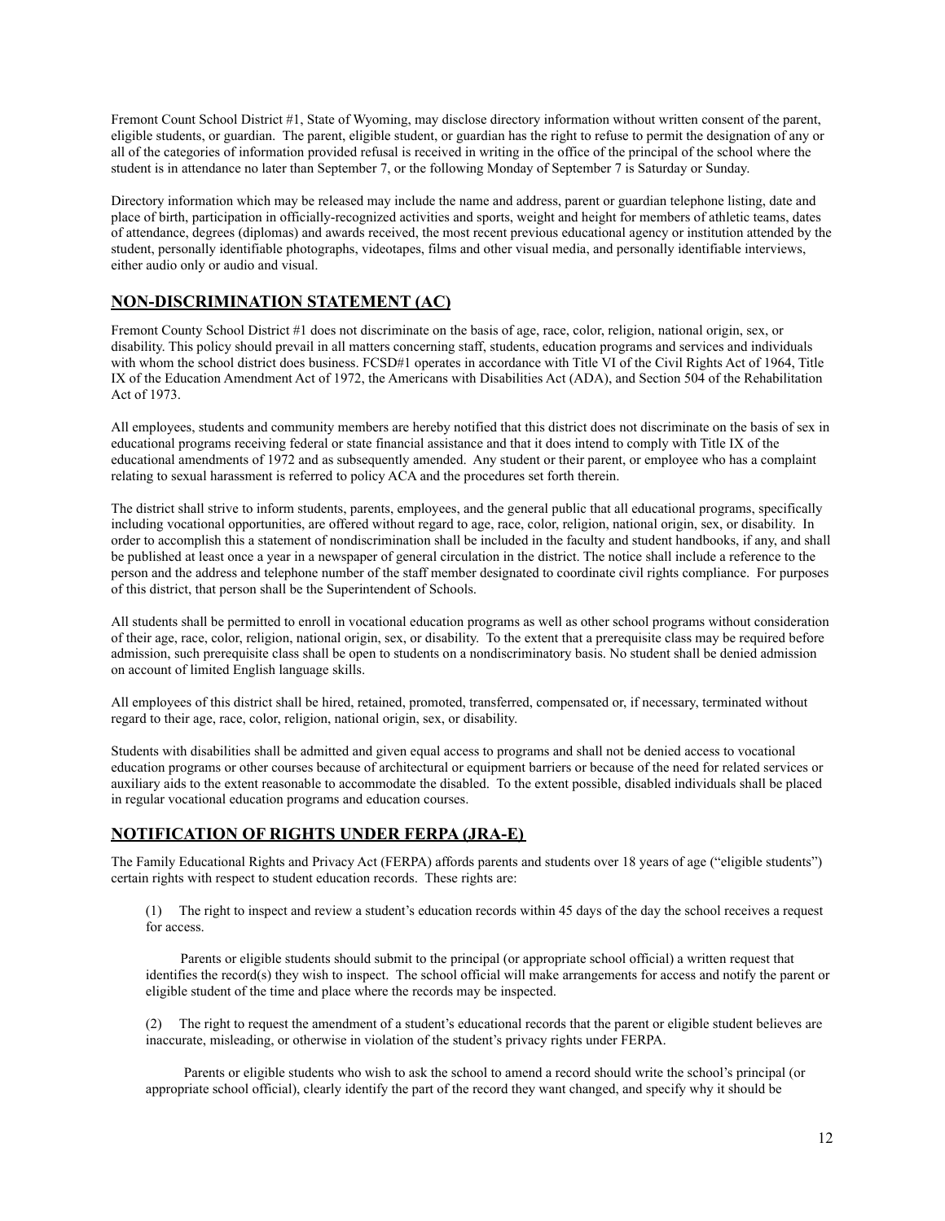Fremont Count School District #1, State of Wyoming, may disclose directory information without written consent of the parent, eligible students, or guardian. The parent, eligible student, or guardian has the right to refuse to permit the designation of any or all of the categories of information provided refusal is received in writing in the office of the principal of the school where the student is in attendance no later than September 7, or the following Monday of September 7 is Saturday or Sunday.

Directory information which may be released may include the name and address, parent or guardian telephone listing, date and place of birth, participation in officially-recognized activities and sports, weight and height for members of athletic teams, dates of attendance, degrees (diplomas) and awards received, the most recent previous educational agency or institution attended by the student, personally identifiable photographs, videotapes, films and other visual media, and personally identifiable interviews, either audio only or audio and visual.

## NON-DISCRIMINATION STATEMENT (AC)

Fremont County School District #1 does not discriminate on the basis of age, race, color, religion, national origin, sex, or disability. This policy should prevail in all matters concerning staff, students, education programs and services and individuals with whom the school district does business. FCSD#1 operates in accordance with Title VI of the Civil Rights Act of 1964, Title IX of the Education Amendment Act of 1972, the Americans with Disabilities Act (ADA), and Section 504 of the Rehabilitation Act of 1973.

All employees, students and community members are hereby notified that this district does not discriminate on the basis of sex in educational programs receiving federal or state financial assistance and that it does intend to comply with Title IX of the educational amendments of 1972 and as subsequently amended. Any student or their parent, or employee who has a complaint relating to sexual harassment is referred to policy ACA and the procedures set forth therein.

The district shall strive to inform students, parents, employees, and the general public that all educational programs, specifically including vocational opportunities, are offered without regard to age, race, color, religion, national origin, sex, or disability. In order to accomplish this a statement of nondiscrimination shall be included in the faculty and student handbooks, if any, and shall be published at least once a year in a newspaper of general circulation in the district. The notice shall include a reference to the person and the address and telephone number of the staff member designated to coordinate civil rights compliance. For purposes of this district, that person shall be the Superintendent of Schools.

All students shall be permitted to enroll in vocational education programs as well as other school programs without consideration of their age, race, color, religion, national origin, sex, or disability. To the extent that a prerequisite class may be required before admission, such prerequisite class shall be open to students on a nondiscriminatory basis. No student shall be denied admission on account of limited English language skills.

All employees of this district shall be hired, retained, promoted, transferred, compensated or, if necessary, terminated without regard to their age, race, color, religion, national origin, sex, or disability.

Students with disabilities shall be admitted and given equal access to programs and shall not be denied access to vocational education programs or other courses because of architectural or equipment barriers or because of the need for related services or auxiliary aids to the extent reasonable to accommodate the disabled. To the extent possible, disabled individuals shall be placed in regular vocational education programs and education courses.

## NOTIFICATION OF RIGHTS UNDER FERPA (JRA-E)

The Family Educational Rights and Privacy Act (FERPA) affords parents and students over 18 years of age ("eligible students") certain rights with respect to student education records. These rights are:

(1) The right to inspect and review a student's education records within 45 days of the day the school receives a request for access.

Parents or eligible students should submit to the principal (or appropriate school official) a written request that identifies the record(s) they wish to inspect. The school official will make arrangements for access and notify the parent or eligible student of the time and place where the records may be inspected.

(2) The right to request the amendment of a student's educational records that the parent or eligible student believes are inaccurate, misleading, or otherwise in violation of the student's privacy rights under FERPA.

Parents or eligible students who wish to ask the school to amend a record should write the school's principal (or appropriate school official), clearly identify the part of the record they want changed, and specify why it should be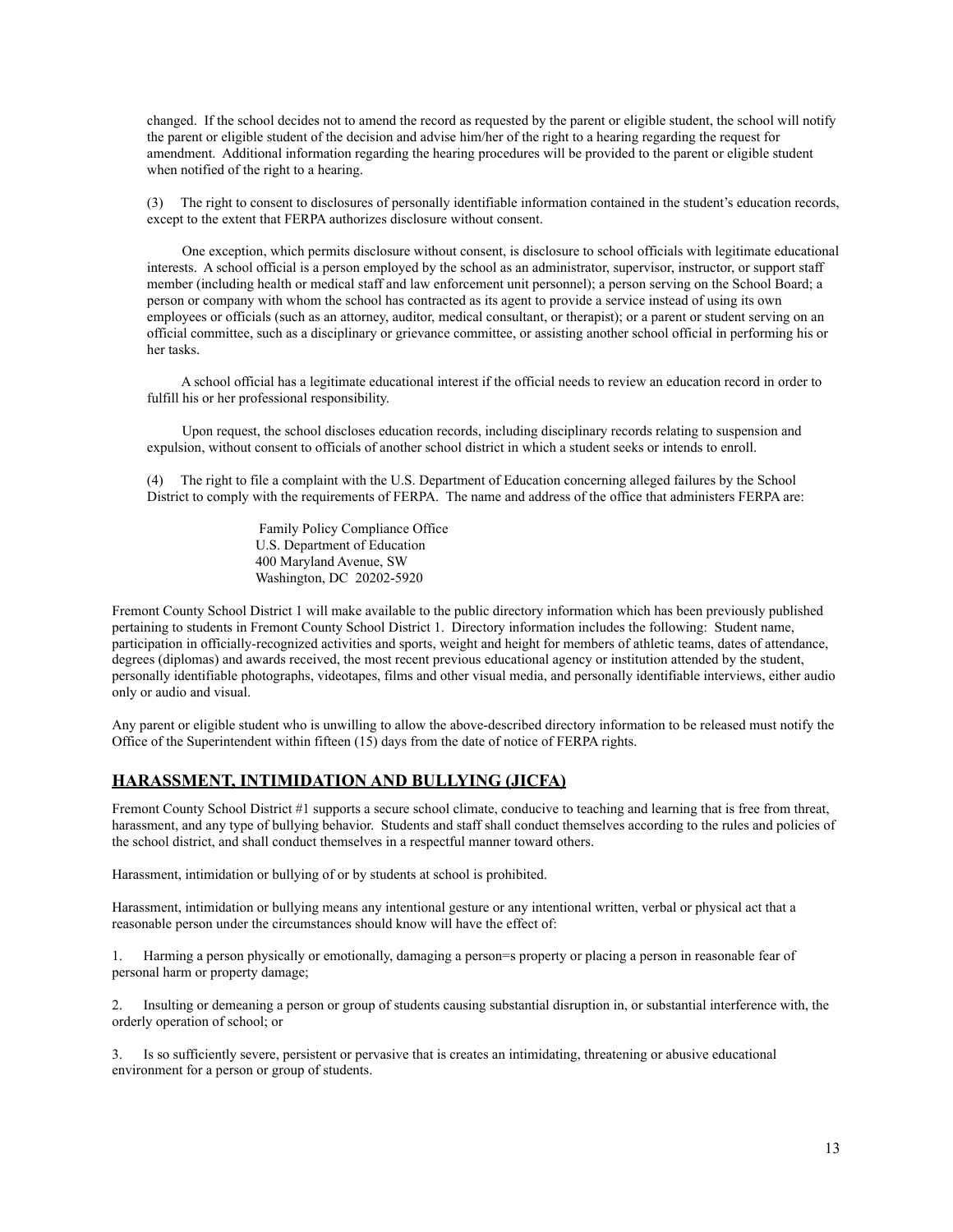changed. If the school decides not to amend the record as requested by the parent or eligible student, the school will notify the parent or eligible student of the decision and advise him/her of the right to a hearing regarding the request for amendment. Additional information regarding the hearing procedures will be provided to the parent or eligible student when notified of the right to a hearing.

(3) The right to consent to disclosures of personally identifiable information contained in the student's education records, except to the extent that FERPA authorizes disclosure without consent.

One exception, which permits disclosure without consent, is disclosure to school officials with legitimate educational interests. A school official is a person employed by the school as an administrator, supervisor, instructor, or support staff member (including health or medical staff and law enforcement unit personnel); a person serving on the School Board; a person or company with whom the school has contracted as its agent to provide a service instead of using its own employees or officials (such as an attorney, auditor, medical consultant, or therapist); or a parent or student serving on an official committee, such as a disciplinary or grievance committee, or assisting another school official in performing his or her tasks.

A school official has a legitimate educational interest if the official needs to review an education record in order to fulfill his or her professional responsibility.

Upon request, the school discloses education records, including disciplinary records relating to suspension and expulsion, without consent to officials of another school district in which a student seeks or intends to enroll.

(4) The right to file a complaint with the U.S. Department of Education concerning alleged failures by the School District to comply with the requirements of FERPA. The name and address of the office that administers FERPA are:

Family Policy Compliance Office
U.S. Department of Education
400 Maryland Avenue, SW
Washington, DC 20202-5920

Fremont County School District 1 will make available to the public directory information which has been previously published pertaining to students in Fremont County School District 1. Directory information includes the following: Student name, participation in officially-recognized activities and sports, weight and height for members of athletic teams, dates of attendance, degrees (diplomas) and awards received, the most recent previous educational agency or institution attended by the student, personally identifiable photographs, videotapes, films and other visual media, and personally identifiable interviews, either audio only or audio and visual.

Any parent or eligible student who is unwilling to allow the above-described directory information to be released must notify the Office of the Superintendent within fifteen (15) days from the date of notice of FERPA rights.

## HARASSMENT, INTIMIDATION AND BULLYING (JICFA)

Fremont County School District #1 supports a secure school climate, conducive to teaching and learning that is free from threat, harassment, and any type of bullying behavior. Students and staff shall conduct themselves according to the rules and policies of the school district, and shall conduct themselves in a respectful manner toward others.

Harassment, intimidation or bullying of or by students at school is prohibited.

Harassment, intimidation or bullying means any intentional gesture or any intentional written, verbal or physical act that a reasonable person under the circumstances should know will have the effect of:

1. Harming a person physically or emotionally, damaging a person=s property or placing a person in reasonable fear of personal harm or property damage;

2. Insulting or demeaning a person or group of students causing substantial disruption in, or substantial interference with, the orderly operation of school; or

3. Is so sufficiently severe, persistent or pervasive that is creates an intimidating, threatening or abusive educational environment for a person or group of students.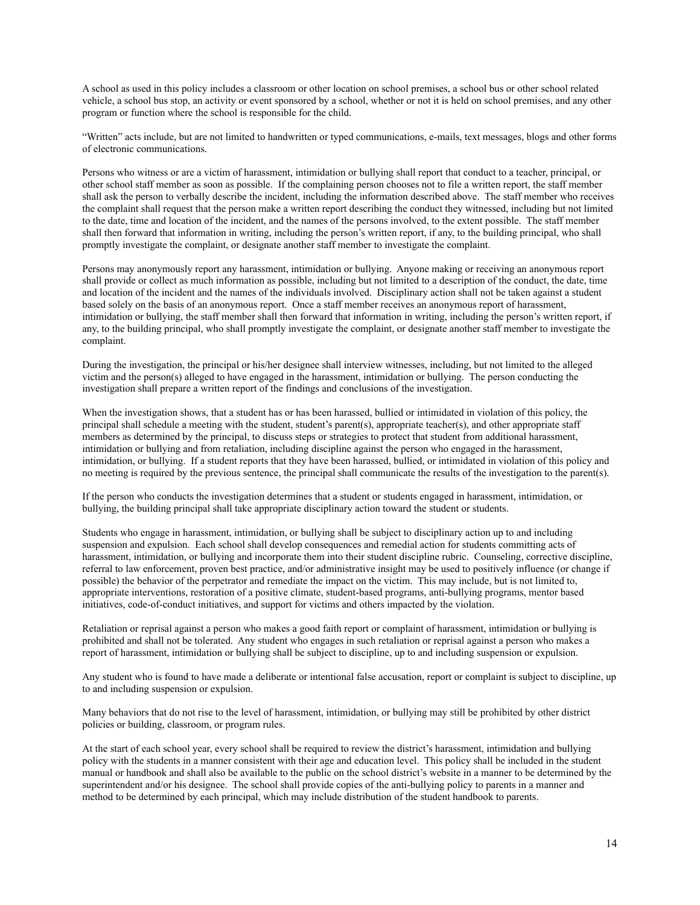A school as used in this policy includes a classroom or other location on school premises, a school bus or other school related vehicle, a school bus stop, an activity or event sponsored by a school, whether or not it is held on school premises, and any other program or function where the school is responsible for the child.

"Written" acts include, but are not limited to handwritten or typed communications, e-mails, text messages, blogs and other forms of electronic communications.

Persons who witness or are a victim of harassment, intimidation or bullying shall report that conduct to a teacher, principal, or other school staff member as soon as possible. If the complaining person chooses not to file a written report, the staff member shall ask the person to verbally describe the incident, including the information described above. The staff member who receives the complaint shall request that the person make a written report describing the conduct they witnessed, including but not limited to the date, time and location of the incident, and the names of the persons involved, to the extent possible. The staff member shall then forward that information in writing, including the person's written report, if any, to the building principal, who shall promptly investigate the complaint, or designate another staff member to investigate the complaint.

Persons may anonymously report any harassment, intimidation or bullying. Anyone making or receiving an anonymous report shall provide or collect as much information as possible, including but not limited to a description of the conduct, the date, time and location of the incident and the names of the individuals involved. Disciplinary action shall not be taken against a student based solely on the basis of an anonymous report. Once a staff member receives an anonymous report of harassment, intimidation or bullying, the staff member shall then forward that information in writing, including the person's written report, if any, to the building principal, who shall promptly investigate the complaint, or designate another staff member to investigate the complaint.

During the investigation, the principal or his/her designee shall interview witnesses, including, but not limited to the alleged victim and the person(s) alleged to have engaged in the harassment, intimidation or bullying. The person conducting the investigation shall prepare a written report of the findings and conclusions of the investigation.

When the investigation shows, that a student has or has been harassed, bullied or intimidated in violation of this policy, the principal shall schedule a meeting with the student, student's parent(s), appropriate teacher(s), and other appropriate staff members as determined by the principal, to discuss steps or strategies to protect that student from additional harassment, intimidation or bullying and from retaliation, including discipline against the person who engaged in the harassment, intimidation, or bullying. If a student reports that they have been harassed, bullied, or intimidated in violation of this policy and no meeting is required by the previous sentence, the principal shall communicate the results of the investigation to the parent(s).

If the person who conducts the investigation determines that a student or students engaged in harassment, intimidation, or bullying, the building principal shall take appropriate disciplinary action toward the student or students.

Students who engage in harassment, intimidation, or bullying shall be subject to disciplinary action up to and including suspension and expulsion. Each school shall develop consequences and remedial action for students committing acts of harassment, intimidation, or bullying and incorporate them into their student discipline rubric. Counseling, corrective discipline, referral to law enforcement, proven best practice, and/or administrative insight may be used to positively influence (or change if possible) the behavior of the perpetrator and remediate the impact on the victim. This may include, but is not limited to, appropriate interventions, restoration of a positive climate, student-based programs, anti-bullying programs, mentor based initiatives, code-of-conduct initiatives, and support for victims and others impacted by the violation.

Retaliation or reprisal against a person who makes a good faith report or complaint of harassment, intimidation or bullying is prohibited and shall not be tolerated. Any student who engages in such retaliation or reprisal against a person who makes a report of harassment, intimidation or bullying shall be subject to discipline, up to and including suspension or expulsion.

Any student who is found to have made a deliberate or intentional false accusation, report or complaint is subject to discipline, up to and including suspension or expulsion.

Many behaviors that do not rise to the level of harassment, intimidation, or bullying may still be prohibited by other district policies or building, classroom, or program rules.

At the start of each school year, every school shall be required to review the district's harassment, intimidation and bullying policy with the students in a manner consistent with their age and education level. This policy shall be included in the student manual or handbook and shall also be available to the public on the school district's website in a manner to be determined by the superintendent and/or his designee. The school shall provide copies of the anti-bullying policy to parents in a manner and method to be determined by each principal, which may include distribution of the student handbook to parents.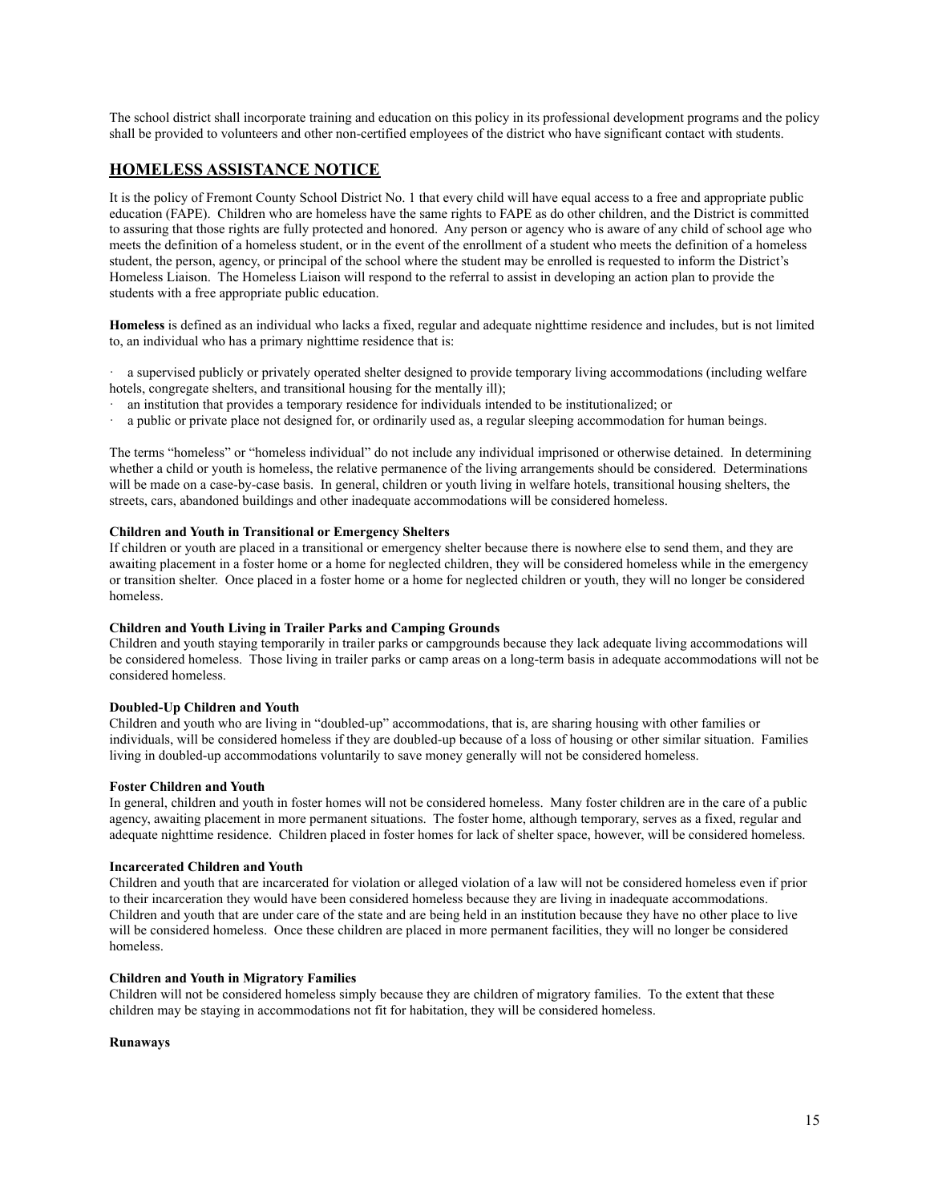The school district shall incorporate training and education on this policy in its professional development programs and the policy shall be provided to volunteers and other non-certified employees of the district who have significant contact with students.

## HOMELESS ASSISTANCE NOTICE

It is the policy of Fremont County School District No. 1 that every child will have equal access to a free and appropriate public education (FAPE). Children who are homeless have the same rights to FAPE as do other children, and the District is committed to assuring that those rights are fully protected and honored. Any person or agency who is aware of any child of school age who meets the definition of a homeless student, or in the event of the enrollment of a student who meets the definition of a homeless student, the person, agency, or principal of the school where the student may be enrolled is requested to inform the District's Homeless Liaison. The Homeless Liaison will respond to the referral to assist in developing an action plan to provide the students with a free appropriate public education.

**Homeless** is defined as an individual who lacks a fixed, regular and adequate nighttime residence and includes, but is not limited to, an individual who has a primary nighttime residence that is:

- a supervised publicly or privately operated shelter designed to provide temporary living accommodations (including welfare hotels, congregate shelters, and transitional housing for the mentally ill);
- an institution that provides a temporary residence for individuals intended to be institutionalized; or
- a public or private place not designed for, or ordinarily used as, a regular sleeping accommodation for human beings.

The terms "homeless" or "homeless individual" do not include any individual imprisoned or otherwise detained. In determining whether a child or youth is homeless, the relative permanence of the living arrangements should be considered. Determinations will be made on a case-by-case basis. In general, children or youth living in welfare hotels, transitional housing shelters, the streets, cars, abandoned buildings and other inadequate accommodations will be considered homeless.

**Children and Youth in Transitional or Emergency Shelters**
If children or youth are placed in a transitional or emergency shelter because there is nowhere else to send them, and they are awaiting placement in a foster home or a home for neglected children, they will be considered homeless while in the emergency or transition shelter. Once placed in a foster home or a home for neglected children or youth, they will no longer be considered homeless.

**Children and Youth Living in Trailer Parks and Camping Grounds**
Children and youth staying temporarily in trailer parks or campgrounds because they lack adequate living accommodations will be considered homeless. Those living in trailer parks or camp areas on a long-term basis in adequate accommodations will not be considered homeless.

**Doubled-Up Children and Youth**
Children and youth who are living in "doubled-up" accommodations, that is, are sharing housing with other families or individuals, will be considered homeless if they are doubled-up because of a loss of housing or other similar situation. Families living in doubled-up accommodations voluntarily to save money generally will not be considered homeless.

**Foster Children and Youth**
In general, children and youth in foster homes will not be considered homeless. Many foster children are in the care of a public agency, awaiting placement in more permanent situations. The foster home, although temporary, serves as a fixed, regular and adequate nighttime residence. Children placed in foster homes for lack of shelter space, however, will be considered homeless.

**Incarcerated Children and Youth**
Children and youth that are incarcerated for violation or alleged violation of a law will not be considered homeless even if prior to their incarceration they would have been considered homeless because they are living in inadequate accommodations. Children and youth that are under care of the state and are being held in an institution because they have no other place to live will be considered homeless. Once these children are placed in more permanent facilities, they will no longer be considered homeless.

**Children and Youth in Migratory Families**
Children will not be considered homeless simply because they are children of migratory families. To the extent that these children may be staying in accommodations not fit for habitation, they will be considered homeless.

**Runaways**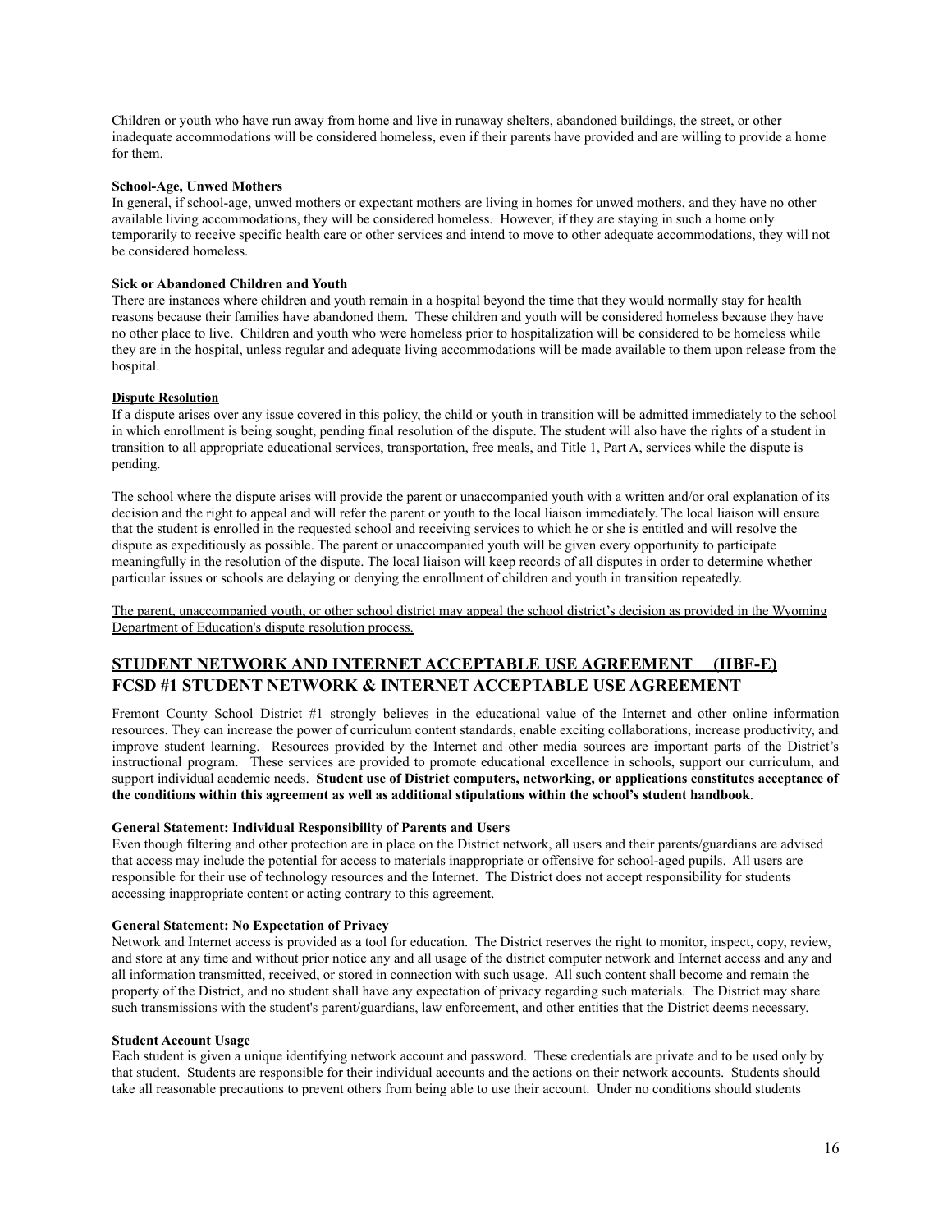Children or youth who have run away from home and live in runaway shelters, abandoned buildings, the street, or other inadequate accommodations will be considered homeless, even if their parents have provided and are willing to provide a home for them.

**School-Age, Unwed Mothers**

In general, if school-age, unwed mothers or expectant mothers are living in homes for unwed mothers, and they have no other available living accommodations, they will be considered homeless. However, if they are staying in such a home only temporarily to receive specific health care or other services and intend to move to other adequate accommodations, they will not be considered homeless.

**Sick or Abandoned Children and Youth**

There are instances where children and youth remain in a hospital beyond the time that they would normally stay for health reasons because their families have abandoned them. These children and youth will be considered homeless because they have no other place to live. Children and youth who were homeless prior to hospitalization will be considered to be homeless while they are in the hospital, unless regular and adequate living accommodations will be made available to them upon release from the hospital.

**Dispute Resolution**

If a dispute arises over any issue covered in this policy, the child or youth in transition will be admitted immediately to the school in which enrollment is being sought, pending final resolution of the dispute. The student will also have the rights of a student in transition to all appropriate educational services, transportation, free meals, and Title 1, Part A, services while the dispute is pending.

The school where the dispute arises will provide the parent or unaccompanied youth with a written and/or oral explanation of its decision and the right to appeal and will refer the parent or youth to the local liaison immediately. The local liaison will ensure that the student is enrolled in the requested school and receiving services to which he or she is entitled and will resolve the dispute as expeditiously as possible. The parent or unaccompanied youth will be given every opportunity to participate meaningfully in the resolution of the dispute. The local liaison will keep records of all disputes in order to determine whether particular issues or schools are delaying or denying the enrollment of children and youth in transition repeatedly.

The parent, unaccompanied youth, or other school district may appeal the school district's decision as provided in the Wyoming Department of Education's dispute resolution process.

## STUDENT NETWORK AND INTERNET ACCEPTABLE USE AGREEMENT (IIBF-E)
## FCSD #1 STUDENT NETWORK & INTERNET ACCEPTABLE USE AGREEMENT

Fremont County School District #1 strongly believes in the educational value of the Internet and other online information resources. They can increase the power of curriculum content standards, enable exciting collaborations, increase productivity, and improve student learning. Resources provided by the Internet and other media sources are important parts of the District's instructional program. These services are provided to promote educational excellence in schools, support our curriculum, and support individual academic needs. **Student use of District computers, networking, or applications constitutes acceptance of the conditions within this agreement as well as additional stipulations within the school's student handbook**.

**General Statement: Individual Responsibility of Parents and Users**

Even though filtering and other protection are in place on the District network, all users and their parents/guardians are advised that access may include the potential for access to materials inappropriate or offensive for school-aged pupils. All users are responsible for their use of technology resources and the Internet. The District does not accept responsibility for students accessing inappropriate content or acting contrary to this agreement.

**General Statement: No Expectation of Privacy**

Network and Internet access is provided as a tool for education. The District reserves the right to monitor, inspect, copy, review, and store at any time and without prior notice any and all usage of the district computer network and Internet access and any and all information transmitted, received, or stored in connection with such usage. All such content shall become and remain the property of the District, and no student shall have any expectation of privacy regarding such materials. The District may share such transmissions with the student's parent/guardians, law enforcement, and other entities that the District deems necessary.

**Student Account Usage**

Each student is given a unique identifying network account and password. These credentials are private and to be used only by that student. Students are responsible for their individual accounts and the actions on their network accounts. Students should take all reasonable precautions to prevent others from being able to use their account. Under no conditions should students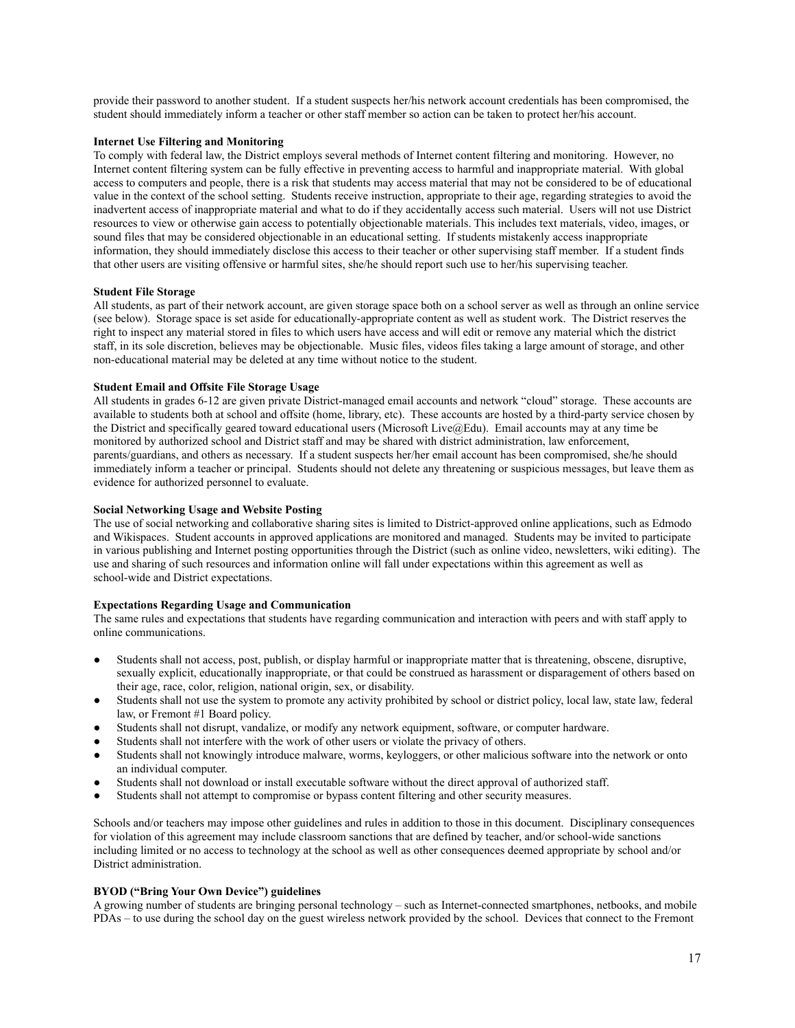provide their password to another student. If a student suspects her/his network account credentials has been compromised, the student should immediately inform a teacher or other staff member so action can be taken to protect her/his account.

**Internet Use Filtering and Monitoring**

To comply with federal law, the District employs several methods of Internet content filtering and monitoring. However, no Internet content filtering system can be fully effective in preventing access to harmful and inappropriate material. With global access to computers and people, there is a risk that students may access material that may not be considered to be of educational value in the context of the school setting. Students receive instruction, appropriate to their age, regarding strategies to avoid the inadvertent access of inappropriate material and what to do if they accidentally access such material. Users will not use District resources to view or otherwise gain access to potentially objectionable materials. This includes text materials, video, images, or sound files that may be considered objectionable in an educational setting. If students mistakenly access inappropriate information, they should immediately disclose this access to their teacher or other supervising staff member. If a student finds that other users are visiting offensive or harmful sites, she/he should report such use to her/his supervising teacher.

**Student File Storage**

All students, as part of their network account, are given storage space both on a school server as well as through an online service (see below). Storage space is set aside for educationally-appropriate content as well as student work. The District reserves the right to inspect any material stored in files to which users have access and will edit or remove any material which the district staff, in its sole discretion, believes may be objectionable. Music files, videos files taking a large amount of storage, and other non-educational material may be deleted at any time without notice to the student.

**Student Email and Offsite File Storage Usage**

All students in grades 6-12 are given private District-managed email accounts and network "cloud" storage. These accounts are available to students both at school and offsite (home, library, etc). These accounts are hosted by a third-party service chosen by the District and specifically geared toward educational users (Microsoft Live@Edu). Email accounts may at any time be monitored by authorized school and District staff and may be shared with district administration, law enforcement, parents/guardians, and others as necessary. If a student suspects her/her email account has been compromised, she/he should immediately inform a teacher or principal. Students should not delete any threatening or suspicious messages, but leave them as evidence for authorized personnel to evaluate.

**Social Networking Usage and Website Posting**

The use of social networking and collaborative sharing sites is limited to District-approved online applications, such as Edmodo and Wikispaces. Student accounts in approved applications are monitored and managed. Students may be invited to participate in various publishing and Internet posting opportunities through the District (such as online video, newsletters, wiki editing). The use and sharing of such resources and information online will fall under expectations within this agreement as well as school-wide and District expectations.

**Expectations Regarding Usage and Communication**

The same rules and expectations that students have regarding communication and interaction with peers and with staff apply to online communications.

- Students shall not access, post, publish, or display harmful or inappropriate matter that is threatening, obscene, disruptive, sexually explicit, educationally inappropriate, or that could be construed as harassment or disparagement of others based on their age, race, color, religion, national origin, sex, or disability.
- Students shall not use the system to promote any activity prohibited by school or district policy, local law, state law, federal law, or Fremont #1 Board policy.
- Students shall not disrupt, vandalize, or modify any network equipment, software, or computer hardware.
- Students shall not interfere with the work of other users or violate the privacy of others.
- Students shall not knowingly introduce malware, worms, keyloggers, or other malicious software into the network or onto an individual computer.
- Students shall not download or install executable software without the direct approval of authorized staff.
- Students shall not attempt to compromise or bypass content filtering and other security measures.

Schools and/or teachers may impose other guidelines and rules in addition to those in this document. Disciplinary consequences for violation of this agreement may include classroom sanctions that are defined by teacher, and/or school-wide sanctions including limited or no access to technology at the school as well as other consequences deemed appropriate by school and/or District administration.

**BYOD ("Bring Your Own Device") guidelines**

A growing number of students are bringing personal technology – such as Internet-connected smartphones, netbooks, and mobile PDAs – to use during the school day on the guest wireless network provided by the school. Devices that connect to the Fremont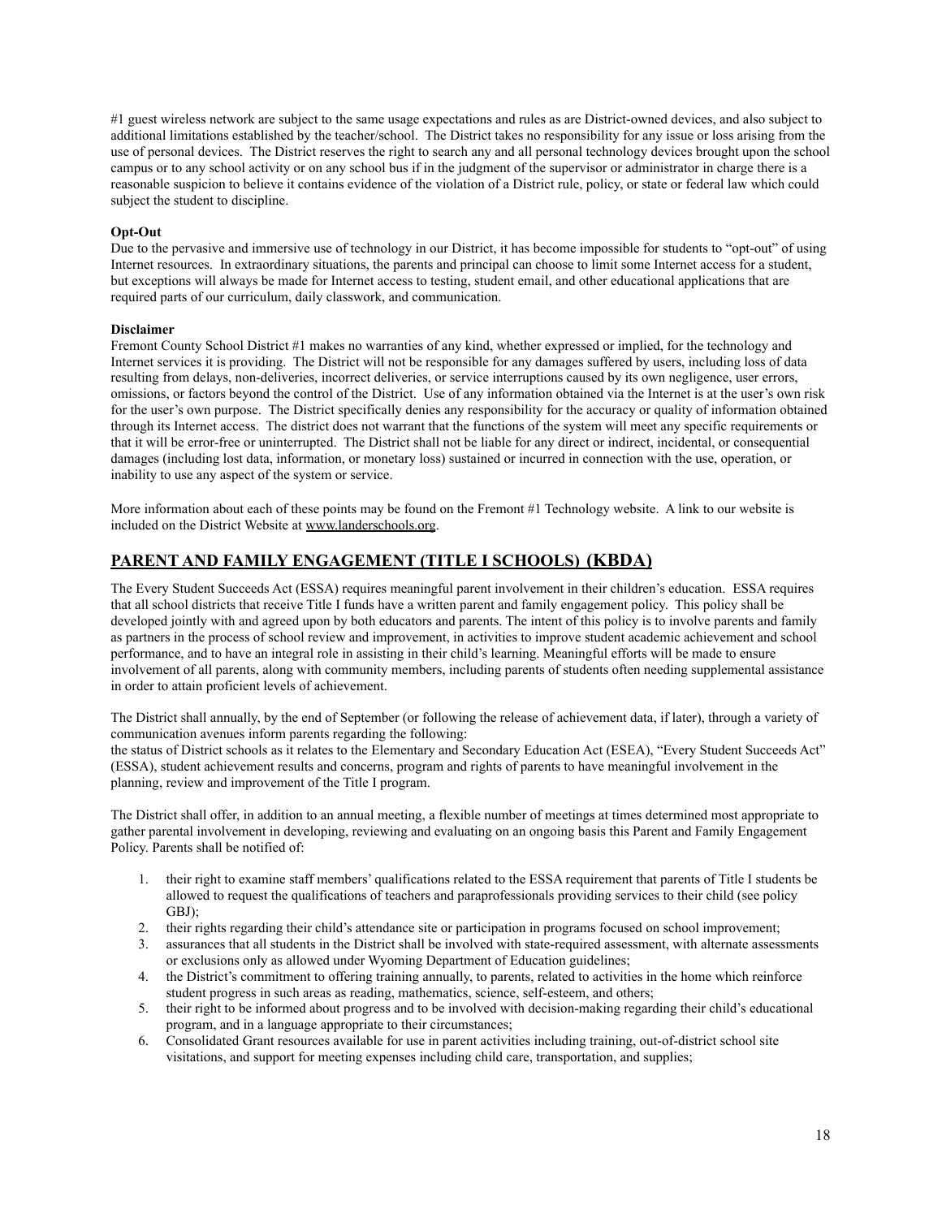#1 guest wireless network are subject to the same usage expectations and rules as are District-owned devices, and also subject to additional limitations established by the teacher/school. The District takes no responsibility for any issue or loss arising from the use of personal devices. The District reserves the right to search any and all personal technology devices brought upon the school campus or to any school activity or on any school bus if in the judgment of the supervisor or administrator in charge there is a reasonable suspicion to believe it contains evidence of the violation of a District rule, policy, or state or federal law which could subject the student to discipline.

**Opt-Out**
Due to the pervasive and immersive use of technology in our District, it has become impossible for students to "opt-out" of using Internet resources. In extraordinary situations, the parents and principal can choose to limit some Internet access for a student, but exceptions will always be made for Internet access to testing, student email, and other educational applications that are required parts of our curriculum, daily classwork, and communication.

**Disclaimer**
Fremont County School District #1 makes no warranties of any kind, whether expressed or implied, for the technology and Internet services it is providing. The District will not be responsible for any damages suffered by users, including loss of data resulting from delays, non-deliveries, incorrect deliveries, or service interruptions caused by its own negligence, user errors, omissions, or factors beyond the control of the District. Use of any information obtained via the Internet is at the user's own risk for the user's own purpose. The District specifically denies any responsibility for the accuracy or quality of information obtained through its Internet access. The district does not warrant that the functions of the system will meet any specific requirements or that it will be error-free or uninterrupted. The District shall not be liable for any direct or indirect, incidental, or consequential damages (including lost data, information, or monetary loss) sustained or incurred in connection with the use, operation, or inability to use any aspect of the system or service.

More information about each of these points may be found on the Fremont #1 Technology website. A link to our website is included on the District Website at www.landerschools.org.

## PARENT AND FAMILY ENGAGEMENT (TITLE I SCHOOLS) (KBDA)

The Every Student Succeeds Act (ESSA) requires meaningful parent involvement in their children's education. ESSA requires that all school districts that receive Title I funds have a written parent and family engagement policy. This policy shall be developed jointly with and agreed upon by both educators and parents. The intent of this policy is to involve parents and family as partners in the process of school review and improvement, in activities to improve student academic achievement and school performance, and to have an integral role in assisting in their child's learning. Meaningful efforts will be made to ensure involvement of all parents, along with community members, including parents of students often needing supplemental assistance in order to attain proficient levels of achievement.

The District shall annually, by the end of September (or following the release of achievement data, if later), through a variety of communication avenues inform parents regarding the following:
the status of District schools as it relates to the Elementary and Secondary Education Act (ESEA), "Every Student Succeeds Act" (ESSA), student achievement results and concerns, program and rights of parents to have meaningful involvement in the planning, review and improvement of the Title I program.

The District shall offer, in addition to an annual meeting, a flexible number of meetings at times determined most appropriate to gather parental involvement in developing, reviewing and evaluating on an ongoing basis this Parent and Family Engagement Policy. Parents shall be notified of:

1. their right to examine staff members' qualifications related to the ESSA requirement that parents of Title I students be allowed to request the qualifications of teachers and paraprofessionals providing services to their child (see policy GBJ);
2. their rights regarding their child's attendance site or participation in programs focused on school improvement;
3. assurances that all students in the District shall be involved with state-required assessment, with alternate assessments or exclusions only as allowed under Wyoming Department of Education guidelines;
4. the District's commitment to offering training annually, to parents, related to activities in the home which reinforce student progress in such areas as reading, mathematics, science, self-esteem, and others;
5. their right to be informed about progress and to be involved with decision-making regarding their child's educational program, and in a language appropriate to their circumstances;
6. Consolidated Grant resources available for use in parent activities including training, out-of-district school site visitations, and support for meeting expenses including child care, transportation, and supplies;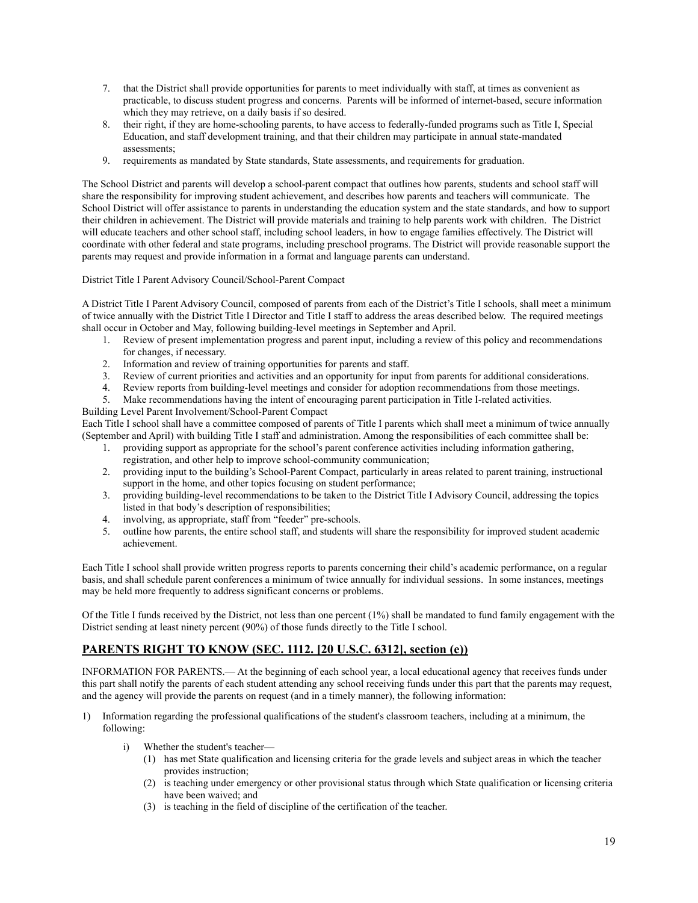7. that the District shall provide opportunities for parents to meet individually with staff, at times as convenient as practicable, to discuss student progress and concerns. Parents will be informed of internet-based, secure information which they may retrieve, on a daily basis if so desired.
8. their right, if they are home-schooling parents, to have access to federally-funded programs such as Title I, Special Education, and staff development training, and that their children may participate in annual state-mandated assessments;
9. requirements as mandated by State standards, State assessments, and requirements for graduation.

The School District and parents will develop a school-parent compact that outlines how parents, students and school staff will share the responsibility for improving student achievement, and describes how parents and teachers will communicate. The School District will offer assistance to parents in understanding the education system and the state standards, and how to support their children in achievement. The District will provide materials and training to help parents work with children. The District will educate teachers and other school staff, including school leaders, in how to engage families effectively. The District will coordinate with other federal and state programs, including preschool programs. The District will provide reasonable support the parents may request and provide information in a format and language parents can understand.

District Title I Parent Advisory Council/School-Parent Compact

A District Title I Parent Advisory Council, composed of parents from each of the District's Title I schools, shall meet a minimum of twice annually with the District Title I Director and Title I staff to address the areas described below. The required meetings shall occur in October and May, following building-level meetings in September and April.

1. Review of present implementation progress and parent input, including a review of this policy and recommendations for changes, if necessary.
2. Information and review of training opportunities for parents and staff.
3. Review of current priorities and activities and an opportunity for input from parents for additional considerations.
4. Review reports from building-level meetings and consider for adoption recommendations from those meetings.
5. Make recommendations having the intent of encouraging parent participation in Title I-related activities.

Building Level Parent Involvement/School-Parent Compact

Each Title I school shall have a committee composed of parents of Title I parents which shall meet a minimum of twice annually (September and April) with building Title I staff and administration. Among the responsibilities of each committee shall be:

1. providing support as appropriate for the school's parent conference activities including information gathering, registration, and other help to improve school-community communication;
2. providing input to the building's School-Parent Compact, particularly in areas related to parent training, instructional support in the home, and other topics focusing on student performance;
3. providing building-level recommendations to be taken to the District Title I Advisory Council, addressing the topics listed in that body's description of responsibilities;
4. involving, as appropriate, staff from "feeder" pre-schools.
5. outline how parents, the entire school staff, and students will share the responsibility for improved student academic achievement.

Each Title I school shall provide written progress reports to parents concerning their child's academic performance, on a regular basis, and shall schedule parent conferences a minimum of twice annually for individual sessions. In some instances, meetings may be held more frequently to address significant concerns or problems.

Of the Title I funds received by the District, not less than one percent (1%) shall be mandated to fund family engagement with the District sending at least ninety percent (90%) of those funds directly to the Title I school.

## PARENTS RIGHT TO KNOW (SEC. 1112. [20 U.S.C. 6312], section (e))

INFORMATION FOR PARENTS.— At the beginning of each school year, a local educational agency that receives funds under this part shall notify the parents of each student attending any school receiving funds under this part that the parents may request, and the agency will provide the parents on request (and in a timely manner), the following information:

1) Information regarding the professional qualifications of the student's classroom teachers, including at a minimum, the following:
    - i) Whether the student's teacher—
        - (1) has met State qualification and licensing criteria for the grade levels and subject areas in which the teacher provides instruction;
        - (2) is teaching under emergency or other provisional status through which State qualification or licensing criteria have been waived; and
        - (3) is teaching in the field of discipline of the certification of the teacher.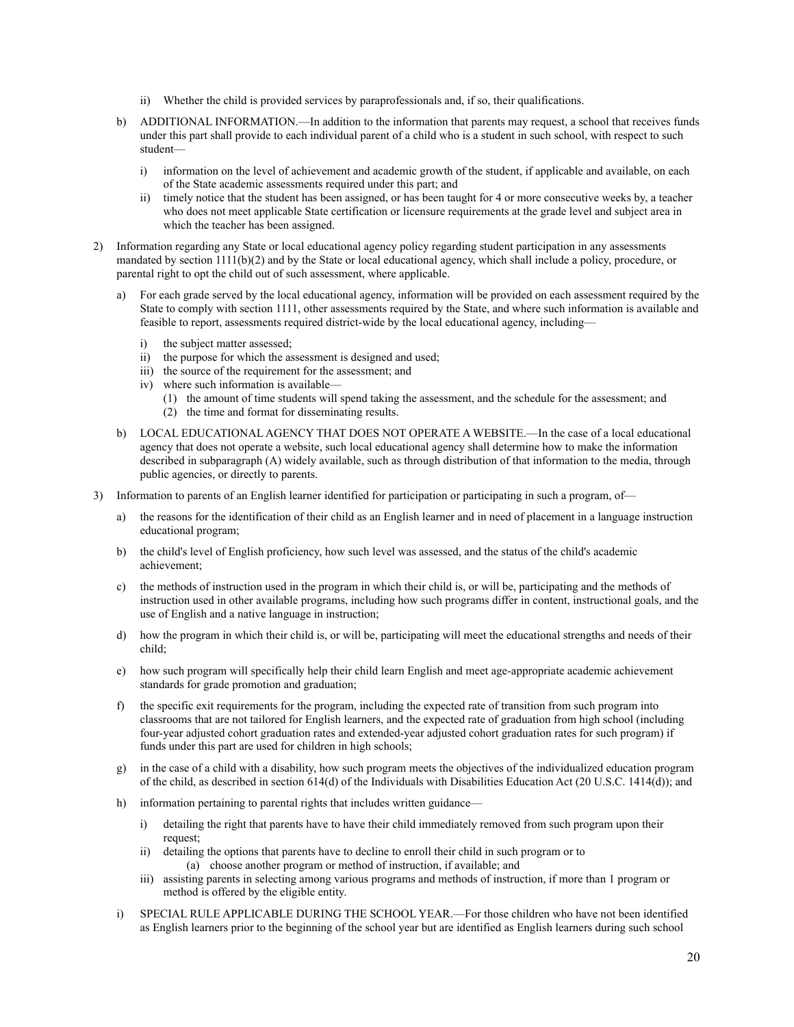- ii) Whether the child is provided services by paraprofessionals and, if so, their qualifications.

   b) ADDITIONAL INFORMATION.—In addition to the information that parents may request, a school that receives funds under this part shall provide to each individual parent of a child who is a student in such school, with respect to such student—

      - i) information on the level of achievement and academic growth of the student, if applicable and available, on each of the State academic assessments required under this part; and
      - ii) timely notice that the student has been assigned, or has been taught for 4 or more consecutive weeks by, a teacher who does not meet applicable State certification or licensure requirements at the grade level and subject area in which the teacher has been assigned.

2) Information regarding any State or local educational agency policy regarding student participation in any assessments mandated by section 1111(b)(2) and by the State or local educational agency, which shall include a policy, procedure, or parental right to opt the child out of such assessment, where applicable.

   a) For each grade served by the local educational agency, information will be provided on each assessment required by the State to comply with section 1111, other assessments required by the State, and where such information is available and feasible to report, assessments required district-wide by the local educational agency, including—

      - i) the subject matter assessed;
      - ii) the purpose for which the assessment is designed and used;
      - iii) the source of the requirement for the assessment; and
      - iv) where such information is available—
        - (1) the amount of time students will spend taking the assessment, and the schedule for the assessment; and
        - (2) the time and format for disseminating results.

   b) LOCAL EDUCATIONAL AGENCY THAT DOES NOT OPERATE A WEBSITE.—In the case of a local educational agency that does not operate a website, such local educational agency shall determine how to make the information described in subparagraph (A) widely available, such as through distribution of that information to the media, through public agencies, or directly to parents.

3) Information to parents of an English learner identified for participation or participating in such a program, of—

   a) the reasons for the identification of their child as an English learner and in need of placement in a language instruction educational program;

   b) the child's level of English proficiency, how such level was assessed, and the status of the child's academic achievement;

   c) the methods of instruction used in the program in which their child is, or will be, participating and the methods of instruction used in other available programs, including how such programs differ in content, instructional goals, and the use of English and a native language in instruction;

   d) how the program in which their child is, or will be, participating will meet the educational strengths and needs of their child;

   e) how such program will specifically help their child learn English and meet age-appropriate academic achievement standards for grade promotion and graduation;

   f) the specific exit requirements for the program, including the expected rate of transition from such program into classrooms that are not tailored for English learners, and the expected rate of graduation from high school (including four-year adjusted cohort graduation rates and extended-year adjusted cohort graduation rates for such program) if funds under this part are used for children in high schools;

   g) in the case of a child with a disability, how such program meets the objectives of the individualized education program of the child, as described in section 614(d) of the Individuals with Disabilities Education Act (20 U.S.C. 1414(d)); and

   h) information pertaining to parental rights that includes written guidance—

      - i) detailing the right that parents have to have their child immediately removed from such program upon their request;
      - ii) detailing the options that parents have to decline to enroll their child in such program or to
        - (a) choose another program or method of instruction, if available; and
      - iii) assisting parents in selecting among various programs and methods of instruction, if more than 1 program or method is offered by the eligible entity.

   i) SPECIAL RULE APPLICABLE DURING THE SCHOOL YEAR.—For those children who have not been identified as English learners prior to the beginning of the school year but are identified as English learners during such school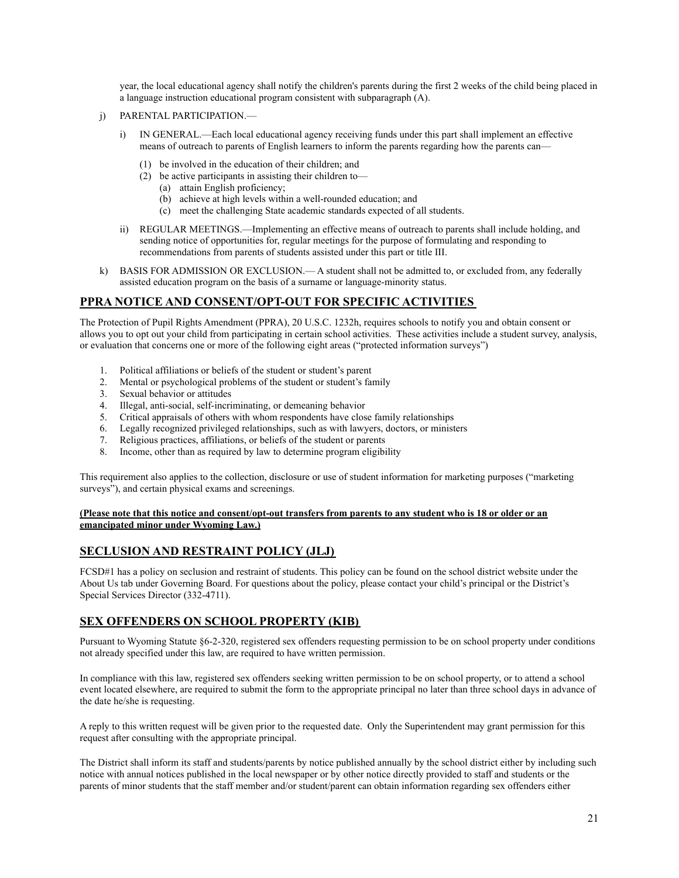year, the local educational agency shall notify the children's parents during the first 2 weeks of the child being placed in a language instruction educational program consistent with subparagraph (A).

j) PARENTAL PARTICIPATION.—

   i) IN GENERAL.—Each local educational agency receiving funds under this part shall implement an effective means of outreach to parents of English learners to inform the parents regarding how the parents can—

      (1) be involved in the education of their children; and
      (2) be active participants in assisting their children to—
         (a) attain English proficiency;
         (b) achieve at high levels within a well-rounded education; and
         (c) meet the challenging State academic standards expected of all students.

   ii) REGULAR MEETINGS.—Implementing an effective means of outreach to parents shall include holding, and sending notice of opportunities for, regular meetings for the purpose of formulating and responding to recommendations from parents of students assisted under this part or title III.

k) BASIS FOR ADMISSION OR EXCLUSION.— A student shall not be admitted to, or excluded from, any federally assisted education program on the basis of a surname or language-minority status.

## PPRA NOTICE AND CONSENT/OPT-OUT FOR SPECIFIC ACTIVITIES

The Protection of Pupil Rights Amendment (PPRA), 20 U.S.C. 1232h, requires schools to notify you and obtain consent or allows you to opt out your child from participating in certain school activities. These activities include a student survey, analysis, or evaluation that concerns one or more of the following eight areas ("protected information surveys")

1. Political affiliations or beliefs of the student or student's parent
2. Mental or psychological problems of the student or student's family
3. Sexual behavior or attitudes
4. Illegal, anti-social, self-incriminating, or demeaning behavior
5. Critical appraisals of others with whom respondents have close family relationships
6. Legally recognized privileged relationships, such as with lawyers, doctors, or ministers
7. Religious practices, affiliations, or beliefs of the student or parents
8. Income, other than as required by law to determine program eligibility

This requirement also applies to the collection, disclosure or use of student information for marketing purposes ("marketing surveys"), and certain physical exams and screenings.

**(Please note that this notice and consent/opt-out transfers from parents to any student who is 18 or older or an emancipated minor under Wyoming Law.)**

## SECLUSION AND RESTRAINT POLICY (JLJ)

FCSD#1 has a policy on seclusion and restraint of students. This policy can be found on the school district website under the About Us tab under Governing Board. For questions about the policy, please contact your child's principal or the District's Special Services Director (332-4711).

## SEX OFFENDERS ON SCHOOL PROPERTY (KIB)

Pursuant to Wyoming Statute §6-2-320, registered sex offenders requesting permission to be on school property under conditions not already specified under this law, are required to have written permission.

In compliance with this law, registered sex offenders seeking written permission to be on school property, or to attend a school event located elsewhere, are required to submit the form to the appropriate principal no later than three school days in advance of the date he/she is requesting.

A reply to this written request will be given prior to the requested date. Only the Superintendent may grant permission for this request after consulting with the appropriate principal.

The District shall inform its staff and students/parents by notice published annually by the school district either by including such notice with annual notices published in the local newspaper or by other notice directly provided to staff and students or the parents of minor students that the staff member and/or student/parent can obtain information regarding sex offenders either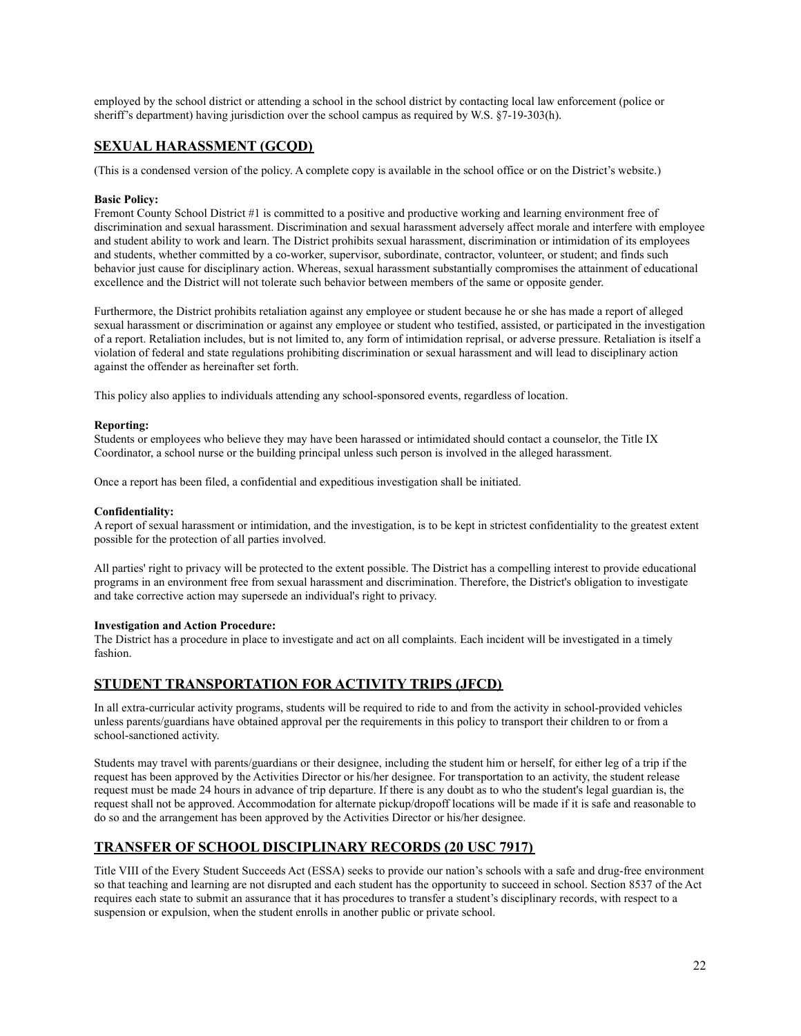employed by the school district or attending a school in the school district by contacting local law enforcement (police or sheriff's department) having jurisdiction over the school campus as required by W.S. §7-19-303(h).

## SEXUAL HARASSMENT (GCQD)

(This is a condensed version of the policy. A complete copy is available in the school office or on the District's website.)

**Basic Policy:**
Fremont County School District #1 is committed to a positive and productive working and learning environment free of discrimination and sexual harassment. Discrimination and sexual harassment adversely affect morale and interfere with employee and student ability to work and learn. The District prohibits sexual harassment, discrimination or intimidation of its employees and students, whether committed by a co-worker, supervisor, subordinate, contractor, volunteer, or student; and finds such behavior just cause for disciplinary action. Whereas, sexual harassment substantially compromises the attainment of educational excellence and the District will not tolerate such behavior between members of the same or opposite gender.

Furthermore, the District prohibits retaliation against any employee or student because he or she has made a report of alleged sexual harassment or discrimination or against any employee or student who testified, assisted, or participated in the investigation of a report. Retaliation includes, but is not limited to, any form of intimidation reprisal, or adverse pressure. Retaliation is itself a violation of federal and state regulations prohibiting discrimination or sexual harassment and will lead to disciplinary action against the offender as hereinafter set forth.

This policy also applies to individuals attending any school-sponsored events, regardless of location.

**Reporting:**
Students or employees who believe they may have been harassed or intimidated should contact a counselor, the Title IX Coordinator, a school nurse or the building principal unless such person is involved in the alleged harassment.

Once a report has been filed, a confidential and expeditious investigation shall be initiated.

**Confidentiality:**
A report of sexual harassment or intimidation, and the investigation, is to be kept in strictest confidentiality to the greatest extent possible for the protection of all parties involved.

All parties' right to privacy will be protected to the extent possible. The District has a compelling interest to provide educational programs in an environment free from sexual harassment and discrimination. Therefore, the District's obligation to investigate and take corrective action may supersede an individual's right to privacy.

**Investigation and Action Procedure:**
The District has a procedure in place to investigate and act on all complaints. Each incident will be investigated in a timely fashion.

## STUDENT TRANSPORTATION FOR ACTIVITY TRIPS (JFCD)

In all extra-curricular activity programs, students will be required to ride to and from the activity in school-provided vehicles unless parents/guardians have obtained approval per the requirements in this policy to transport their children to or from a school-sanctioned activity.

Students may travel with parents/guardians or their designee, including the student him or herself, for either leg of a trip if the request has been approved by the Activities Director or his/her designee. For transportation to an activity, the student release request must be made 24 hours in advance of trip departure. If there is any doubt as to who the student's legal guardian is, the request shall not be approved. Accommodation for alternate pickup/dropoff locations will be made if it is safe and reasonable to do so and the arrangement has been approved by the Activities Director or his/her designee.

## TRANSFER OF SCHOOL DISCIPLINARY RECORDS (20 USC 7917)

Title VIII of the Every Student Succeeds Act (ESSA) seeks to provide our nation's schools with a safe and drug-free environment so that teaching and learning are not disrupted and each student has the opportunity to succeed in school. Section 8537 of the Act requires each state to submit an assurance that it has procedures to transfer a student's disciplinary records, with respect to a suspension or expulsion, when the student enrolls in another public or private school.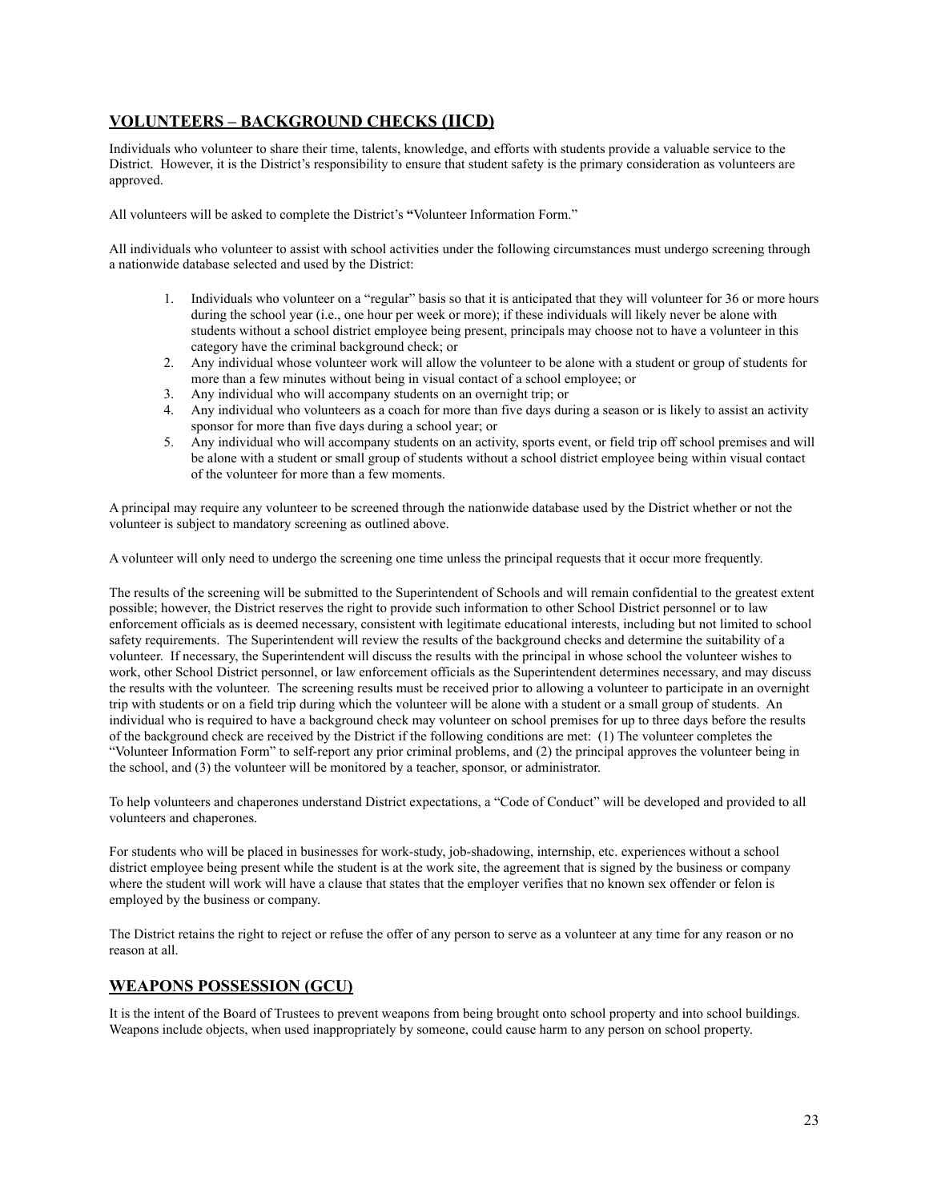## VOLUNTEERS – BACKGROUND CHECKS (IICD)

Individuals who volunteer to share their time, talents, knowledge, and efforts with students provide a valuable service to the District. However, it is the District's responsibility to ensure that student safety is the primary consideration as volunteers are approved.

All volunteers will be asked to complete the District's **"**Volunteer Information Form."

All individuals who volunteer to assist with school activities under the following circumstances must undergo screening through a nationwide database selected and used by the District:

1. Individuals who volunteer on a "regular" basis so that it is anticipated that they will volunteer for 36 or more hours during the school year (i.e., one hour per week or more); if these individuals will likely never be alone with students without a school district employee being present, principals may choose not to have a volunteer in this category have the criminal background check; or
2. Any individual whose volunteer work will allow the volunteer to be alone with a student or group of students for more than a few minutes without being in visual contact of a school employee; or
3. Any individual who will accompany students on an overnight trip; or
4. Any individual who volunteers as a coach for more than five days during a season or is likely to assist an activity sponsor for more than five days during a school year; or
5. Any individual who will accompany students on an activity, sports event, or field trip off school premises and will be alone with a student or small group of students without a school district employee being within visual contact of the volunteer for more than a few moments.

A principal may require any volunteer to be screened through the nationwide database used by the District whether or not the volunteer is subject to mandatory screening as outlined above.

A volunteer will only need to undergo the screening one time unless the principal requests that it occur more frequently.

The results of the screening will be submitted to the Superintendent of Schools and will remain confidential to the greatest extent possible; however, the District reserves the right to provide such information to other School District personnel or to law enforcement officials as is deemed necessary, consistent with legitimate educational interests, including but not limited to school safety requirements. The Superintendent will review the results of the background checks and determine the suitability of a volunteer. If necessary, the Superintendent will discuss the results with the principal in whose school the volunteer wishes to work, other School District personnel, or law enforcement officials as the Superintendent determines necessary, and may discuss the results with the volunteer. The screening results must be received prior to allowing a volunteer to participate in an overnight trip with students or on a field trip during which the volunteer will be alone with a student or a small group of students. An individual who is required to have a background check may volunteer on school premises for up to three days before the results of the background check are received by the District if the following conditions are met: (1) The volunteer completes the "Volunteer Information Form" to self-report any prior criminal problems, and (2) the principal approves the volunteer being in the school, and (3) the volunteer will be monitored by a teacher, sponsor, or administrator.

To help volunteers and chaperones understand District expectations, a "Code of Conduct" will be developed and provided to all volunteers and chaperones.

For students who will be placed in businesses for work-study, job-shadowing, internship, etc. experiences without a school district employee being present while the student is at the work site, the agreement that is signed by the business or company where the student will work will have a clause that states that the employer verifies that no known sex offender or felon is employed by the business or company.

The District retains the right to reject or refuse the offer of any person to serve as a volunteer at any time for any reason or no reason at all.

## WEAPONS POSSESSION (GCU)

It is the intent of the Board of Trustees to prevent weapons from being brought onto school property and into school buildings. Weapons include objects, when used inappropriately by someone, could cause harm to any person on school property.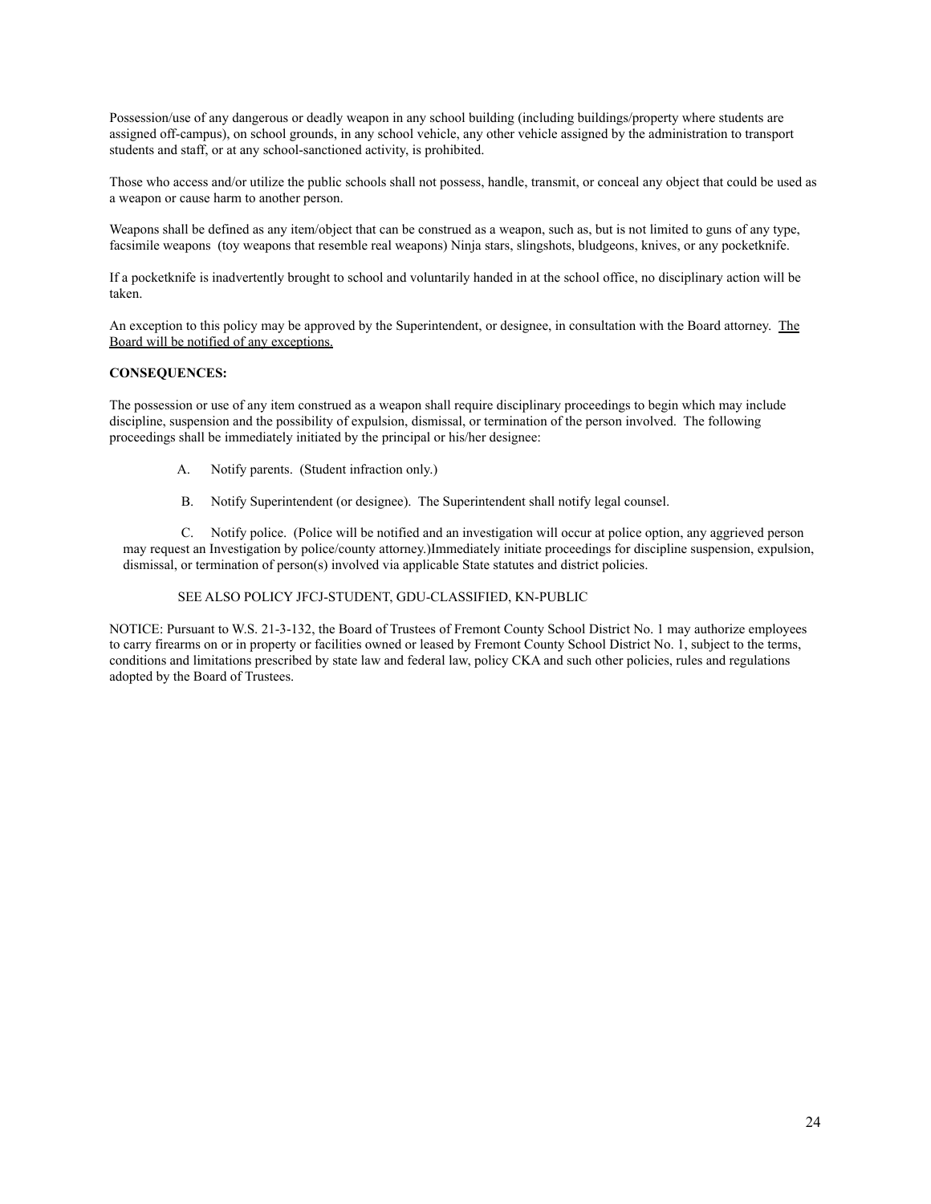Possession/use of any dangerous or deadly weapon in any school building (including buildings/property where students are assigned off-campus), on school grounds, in any school vehicle, any other vehicle assigned by the administration to transport students and staff, or at any school-sanctioned activity, is prohibited.

Those who access and/or utilize the public schools shall not possess, handle, transmit, or conceal any object that could be used as a weapon or cause harm to another person.

Weapons shall be defined as any item/object that can be construed as a weapon, such as, but is not limited to guns of any type, facsimile weapons (toy weapons that resemble real weapons) Ninja stars, slingshots, bludgeons, knives, or any pocketknife.

If a pocketknife is inadvertently brought to school and voluntarily handed in at the school office, no disciplinary action will be taken.

An exception to this policy may be approved by the Superintendent, or designee, in consultation with the Board attorney. <u>The Board will be notified of any exceptions.</u>

**CONSEQUENCES:**

The possession or use of any item construed as a weapon shall require disciplinary proceedings to begin which may include discipline, suspension and the possibility of expulsion, dismissal, or termination of the person involved. The following proceedings shall be immediately initiated by the principal or his/her designee:

A. Notify parents. (Student infraction only.)

B. Notify Superintendent (or designee). The Superintendent shall notify legal counsel.

C. Notify police. (Police will be notified and an investigation will occur at police option, any aggrieved person may request an Investigation by police/county attorney.)Immediately initiate proceedings for discipline suspension, expulsion, dismissal, or termination of person(s) involved via applicable State statutes and district policies.

SEE ALSO POLICY JFCJ-STUDENT, GDU-CLASSIFIED, KN-PUBLIC

NOTICE: Pursuant to W.S. 21-3-132, the Board of Trustees of Fremont County School District No. 1 may authorize employees to carry firearms on or in property or facilities owned or leased by Fremont County School District No. 1, subject to the terms, conditions and limitations prescribed by state law and federal law, policy CKA and such other policies, rules and regulations adopted by the Board of Trustees.